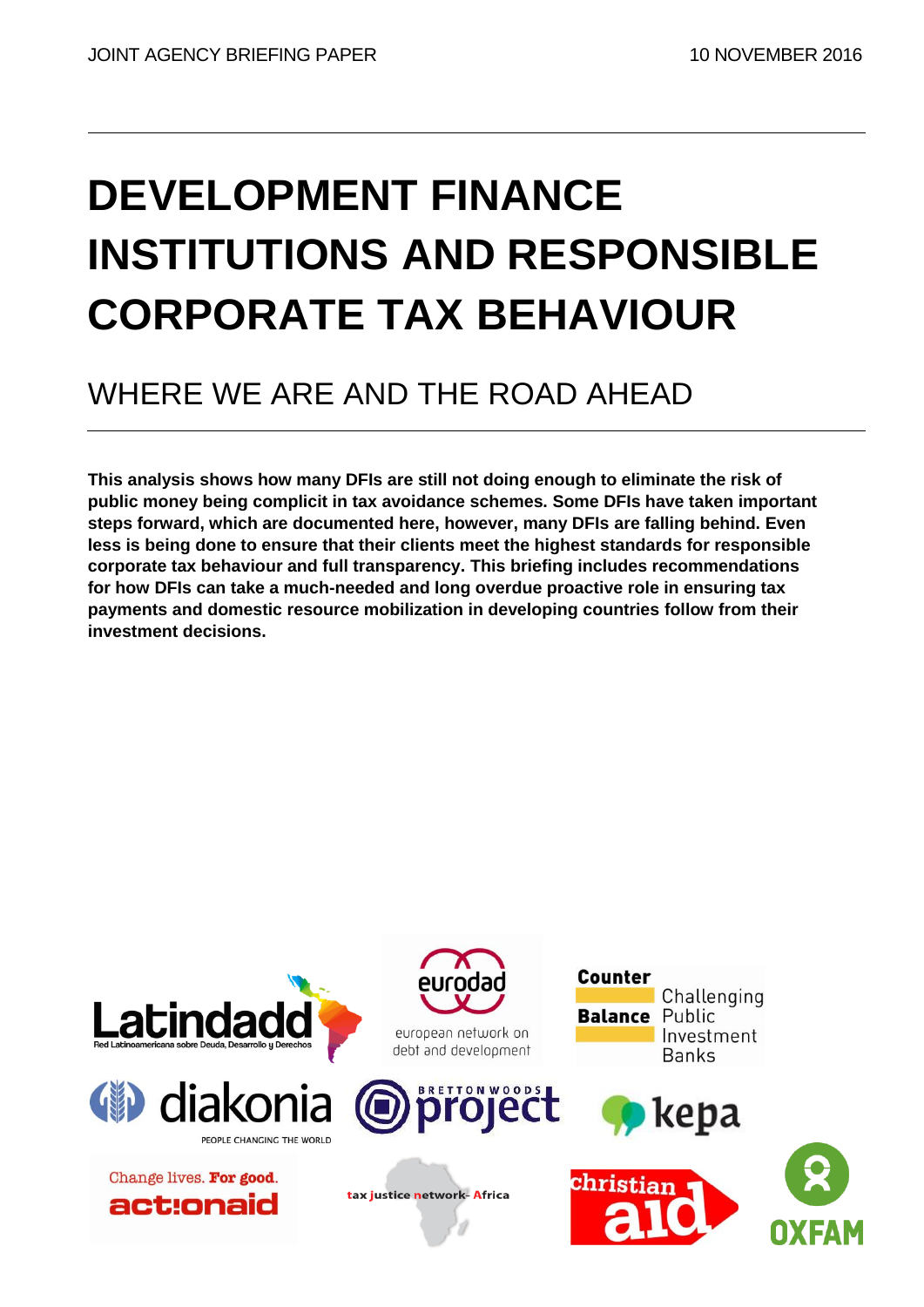JOINT AGENCY BRIEFING PAPER 10 NOVEMBER 2016

# DEVELOPMENT FINANCE INSTITUTIONS AND RESPONSIBLE CORPORATE TAX BEHAVIOUR

## WHERE WE ARE AND THE ROAD AHEAD

**This analysis shows how many DFIs are still not doing enough to eliminate the risk of public money being complicit in tax avoidance schemes. Some DFIs have taken important steps forward, which are documented here, however, many DFIs are falling behind. Even less is being done to ensure that their clients meet the highest standards for responsible corporate tax behaviour and full transparency. This briefing includes recommendations for how DFIs can take a much-needed and long overdue proactive role in ensuring tax payments and domestic resource mobilization in developing countries follow from their investment decisions.**

Latindadd – Red Latinoamericana sobre Deuda, Desarrollo y Derechos

eurodad – european network on debt and development

Counter Balance – Challenging Public Investment Banks

diakonia – PEOPLE CHANGING THE WORLD

Bretton Woods Project

kepa

Change lives. For good. actionaid

tax justice network-Africa

christian aid

OXFAM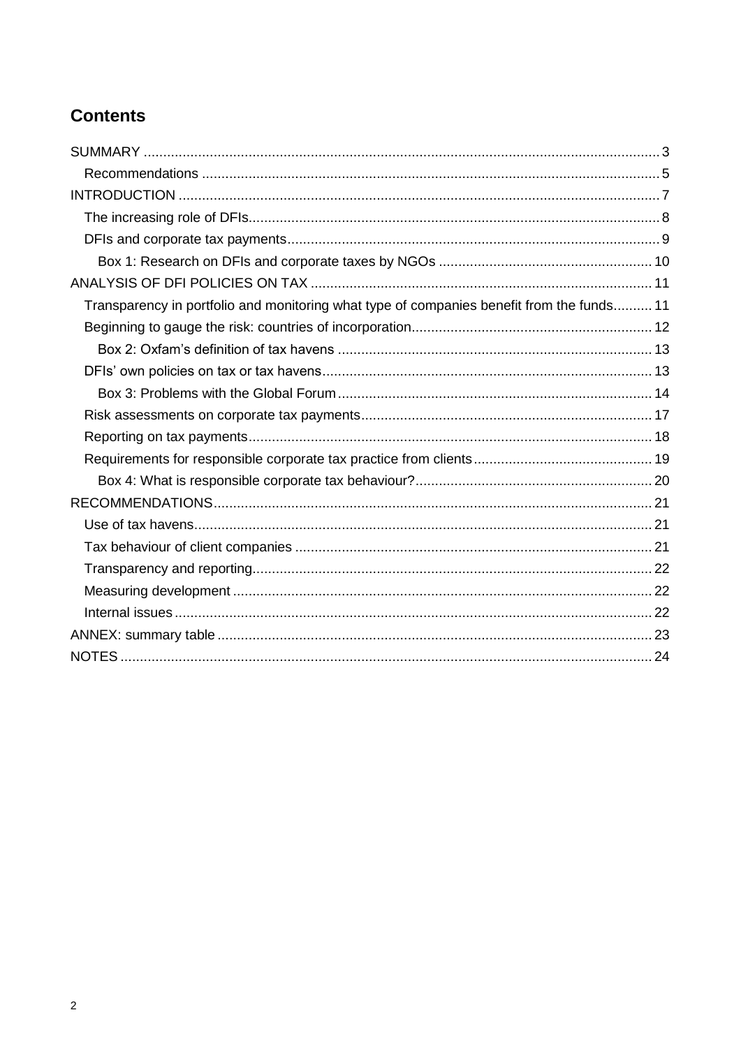## Contents

SUMMARY ............ 3

- Recommendations ............ 5

INTRODUCTION ............ 7

- The increasing role of DFIs............ 8
- DFIs and corporate tax payments............ 9
  - Box 1: Research on DFIs and corporate taxes by NGOs ............ 10

ANALYSIS OF DFI POLICIES ON TAX ............ 11

- Transparency in portfolio and monitoring what type of companies benefit from the funds.......... 11
- Beginning to gauge the risk: countries of incorporation............ 12
  - Box 2: Oxfam's definition of tax havens ............ 13
- DFIs' own policies on tax or tax havens............ 13
  - Box 3: Problems with the Global Forum............ 14
- Risk assessments on corporate tax payments............ 17
- Reporting on tax payments............ 18
- Requirements for responsible corporate tax practice from clients............ 19
  - Box 4: What is responsible corporate tax behaviour?............ 20

RECOMMENDATIONS............ 21

- Use of tax havens............ 21
- Tax behaviour of client companies ............ 21
- Transparency and reporting............ 22
- Measuring development ............ 22
- Internal issues............ 22

ANNEX: summary table ............ 23

NOTES ............ 24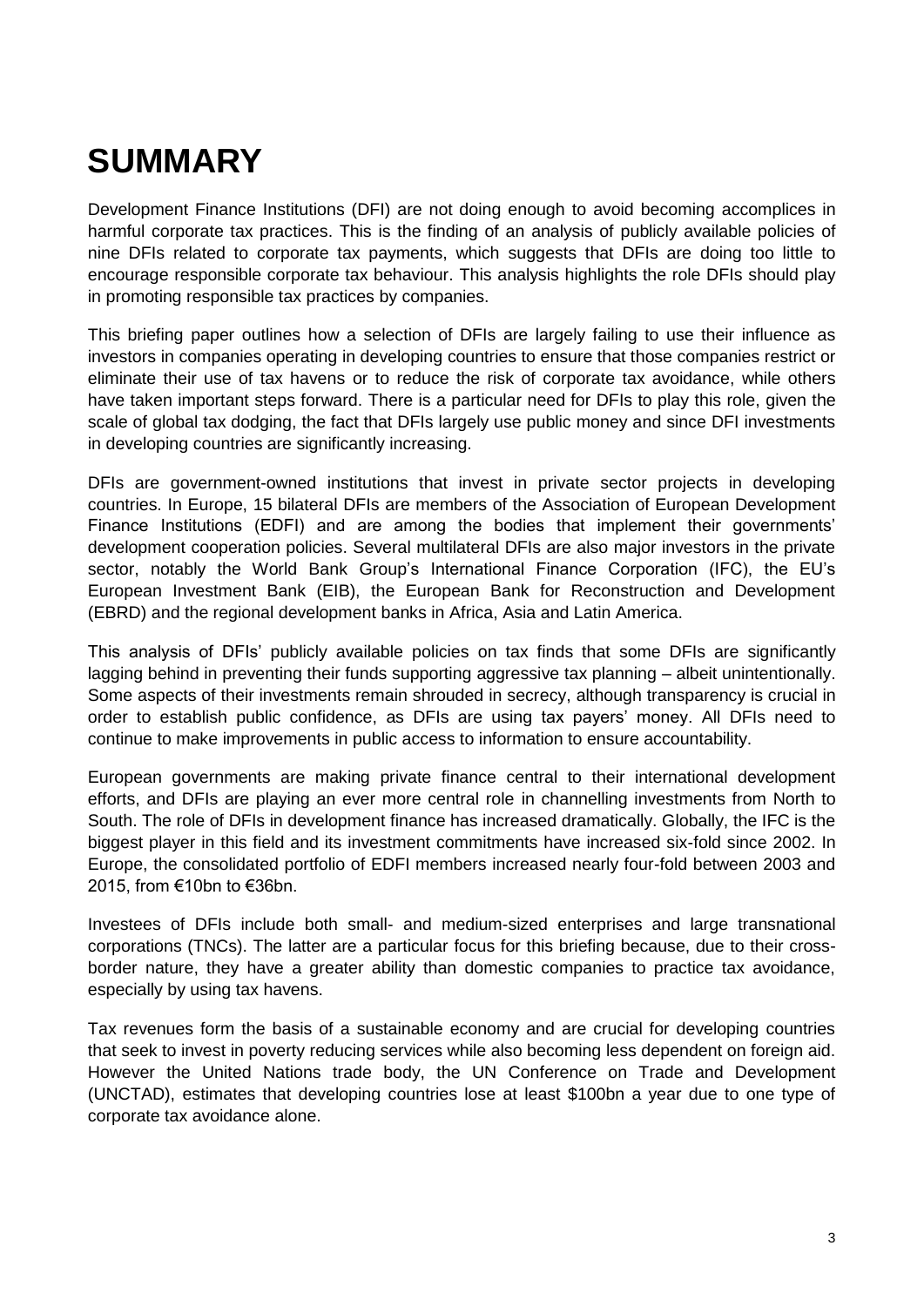# SUMMARY

Development Finance Institutions (DFI) are not doing enough to avoid becoming accomplices in harmful corporate tax practices. This is the finding of an analysis of publicly available policies of nine DFIs related to corporate tax payments, which suggests that DFIs are doing too little to encourage responsible corporate tax behaviour. This analysis highlights the role DFIs should play in promoting responsible tax practices by companies.

This briefing paper outlines how a selection of DFIs are largely failing to use their influence as investors in companies operating in developing countries to ensure that those companies restrict or eliminate their use of tax havens or to reduce the risk of corporate tax avoidance, while others have taken important steps forward. There is a particular need for DFIs to play this role, given the scale of global tax dodging, the fact that DFIs largely use public money and since DFI investments in developing countries are significantly increasing.

DFIs are government-owned institutions that invest in private sector projects in developing countries. In Europe, 15 bilateral DFIs are members of the Association of European Development Finance Institutions (EDFI) and are among the bodies that implement their governments' development cooperation policies. Several multilateral DFIs are also major investors in the private sector, notably the World Bank Group's International Finance Corporation (IFC), the EU's European Investment Bank (EIB), the European Bank for Reconstruction and Development (EBRD) and the regional development banks in Africa, Asia and Latin America.

This analysis of DFIs' publicly available policies on tax finds that some DFIs are significantly lagging behind in preventing their funds supporting aggressive tax planning – albeit unintentionally. Some aspects of their investments remain shrouded in secrecy, although transparency is crucial in order to establish public confidence, as DFIs are using tax payers' money. All DFIs need to continue to make improvements in public access to information to ensure accountability.

European governments are making private finance central to their international development efforts, and DFIs are playing an ever more central role in channelling investments from North to South. The role of DFIs in development finance has increased dramatically. Globally, the IFC is the biggest player in this field and its investment commitments have increased six-fold since 2002. In Europe, the consolidated portfolio of EDFI members increased nearly four-fold between 2003 and 2015, from €10bn to €36bn.

Investees of DFIs include both small- and medium-sized enterprises and large transnational corporations (TNCs). The latter are a particular focus for this briefing because, due to their cross-border nature, they have a greater ability than domestic companies to practice tax avoidance, especially by using tax havens.

Tax revenues form the basis of a sustainable economy and are crucial for developing countries that seek to invest in poverty reducing services while also becoming less dependent on foreign aid. However the United Nations trade body, the UN Conference on Trade and Development (UNCTAD), estimates that developing countries lose at least $100bn a year due to one type of corporate tax avoidance alone.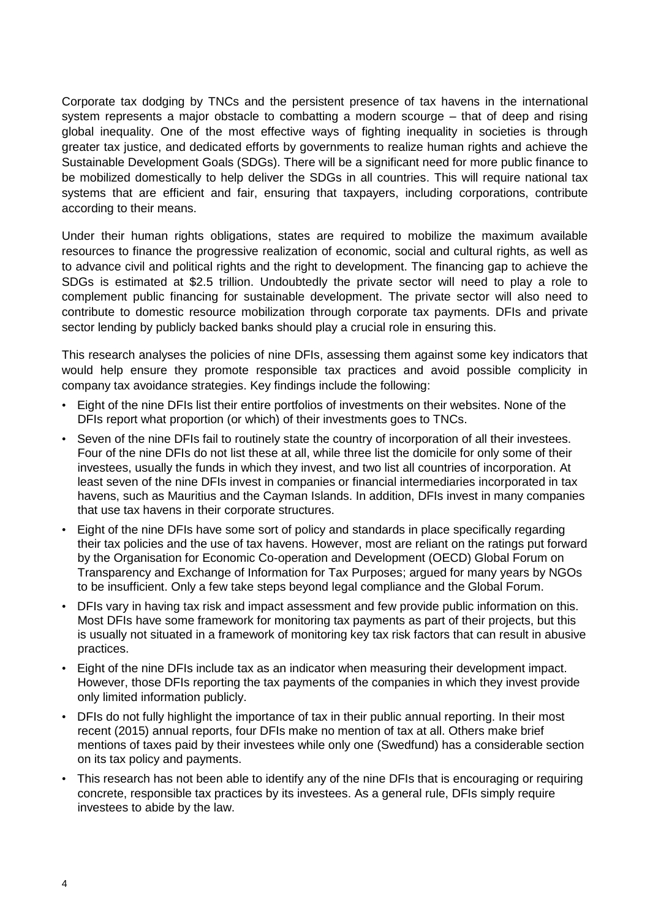Corporate tax dodging by TNCs and the persistent presence of tax havens in the international system represents a major obstacle to combatting a modern scourge – that of deep and rising global inequality. One of the most effective ways of fighting inequality in societies is through greater tax justice, and dedicated efforts by governments to realize human rights and achieve the Sustainable Development Goals (SDGs). There will be a significant need for more public finance to be mobilized domestically to help deliver the SDGs in all countries. This will require national tax systems that are efficient and fair, ensuring that taxpayers, including corporations, contribute according to their means.

Under their human rights obligations, states are required to mobilize the maximum available resources to finance the progressive realization of economic, social and cultural rights, as well as to advance civil and political rights and the right to development. The financing gap to achieve the SDGs is estimated at $2.5 trillion. Undoubtedly the private sector will need to play a role to complement public financing for sustainable development. The private sector will also need to contribute to domestic resource mobilization through corporate tax payments. DFIs and private sector lending by publicly backed banks should play a crucial role in ensuring this.

This research analyses the policies of nine DFIs, assessing them against some key indicators that would help ensure they promote responsible tax practices and avoid possible complicity in company tax avoidance strategies. Key findings include the following:

- Eight of the nine DFIs list their entire portfolios of investments on their websites. None of the DFIs report what proportion (or which) of their investments goes to TNCs.
- Seven of the nine DFIs fail to routinely state the country of incorporation of all their investees. Four of the nine DFIs do not list these at all, while three list the domicile for only some of their investees, usually the funds in which they invest, and two list all countries of incorporation. At least seven of the nine DFIs invest in companies or financial intermediaries incorporated in tax havens, such as Mauritius and the Cayman Islands. In addition, DFIs invest in many companies that use tax havens in their corporate structures.
- Eight of the nine DFIs have some sort of policy and standards in place specifically regarding their tax policies and the use of tax havens. However, most are reliant on the ratings put forward by the Organisation for Economic Co-operation and Development (OECD) Global Forum on Transparency and Exchange of Information for Tax Purposes; argued for many years by NGOs to be insufficient. Only a few take steps beyond legal compliance and the Global Forum.
- DFIs vary in having tax risk and impact assessment and few provide public information on this. Most DFIs have some framework for monitoring tax payments as part of their projects, but this is usually not situated in a framework of monitoring key tax risk factors that can result in abusive practices.
- Eight of the nine DFIs include tax as an indicator when measuring their development impact. However, those DFIs reporting the tax payments of the companies in which they invest provide only limited information publicly.
- DFIs do not fully highlight the importance of tax in their public annual reporting. In their most recent (2015) annual reports, four DFIs make no mention of tax at all. Others make brief mentions of taxes paid by their investees while only one (Swedfund) has a considerable section on its tax policy and payments.
- This research has not been able to identify any of the nine DFIs that is encouraging or requiring concrete, responsible tax practices by its investees. As a general rule, DFIs simply require investees to abide by the law.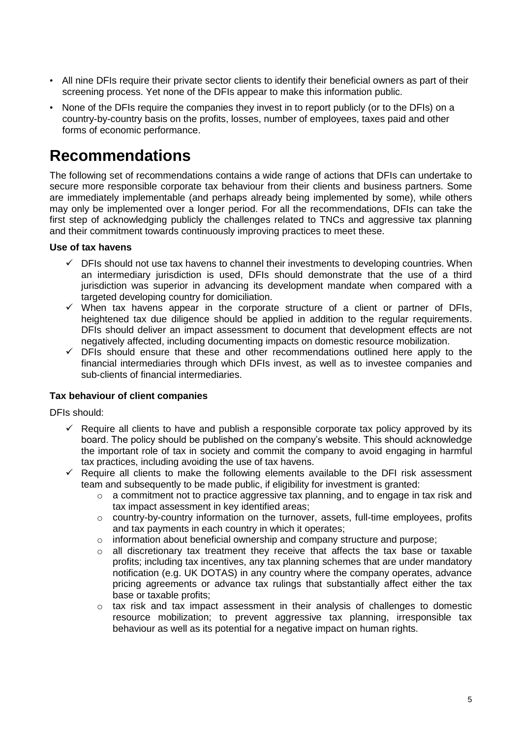- All nine DFIs require their private sector clients to identify their beneficial owners as part of their screening process. Yet none of the DFIs appear to make this information public.
- None of the DFIs require the companies they invest in to report publicly (or to the DFIs) on a country-by-country basis on the profits, losses, number of employees, taxes paid and other forms of economic performance.

# Recommendations

The following set of recommendations contains a wide range of actions that DFIs can undertake to secure more responsible corporate tax behaviour from their clients and business partners. Some are immediately implementable (and perhaps already being implemented by some), while others may only be implemented over a longer period. For all the recommendations, DFIs can take the first step of acknowledging publicly the challenges related to TNCs and aggressive tax planning and their commitment towards continuously improving practices to meet these.

**Use of tax havens**

- ✓ DFIs should not use tax havens to channel their investments to developing countries. When an intermediary jurisdiction is used, DFIs should demonstrate that the use of a third jurisdiction was superior in advancing its development mandate when compared with a targeted developing country for domiciliation.
- ✓ When tax havens appear in the corporate structure of a client or partner of DFIs, heightened tax due diligence should be applied in addition to the regular requirements. DFIs should deliver an impact assessment to document that development effects are not negatively affected, including documenting impacts on domestic resource mobilization.
- ✓ DFIs should ensure that these and other recommendations outlined here apply to the financial intermediaries through which DFIs invest, as well as to investee companies and sub-clients of financial intermediaries.

**Tax behaviour of client companies**

DFIs should:

- ✓ Require all clients to have and publish a responsible corporate tax policy approved by its board. The policy should be published on the company's website. This should acknowledge the important role of tax in society and commit the company to avoid engaging in harmful tax practices, including avoiding the use of tax havens.
- ✓ Require all clients to make the following elements available to the DFI risk assessment team and subsequently to be made public, if eligibility for investment is granted:
  - a commitment not to practice aggressive tax planning, and to engage in tax risk and tax impact assessment in key identified areas;
  - country-by-country information on the turnover, assets, full-time employees, profits and tax payments in each country in which it operates;
  - information about beneficial ownership and company structure and purpose;
  - all discretionary tax treatment they receive that affects the tax base or taxable profits; including tax incentives, any tax planning schemes that are under mandatory notification (e.g. UK DOTAS) in any country where the company operates, advance pricing agreements or advance tax rulings that substantially affect either the tax base or taxable profits;
  - tax risk and tax impact assessment in their analysis of challenges to domestic resource mobilization; to prevent aggressive tax planning, irresponsible tax behaviour as well as its potential for a negative impact on human rights.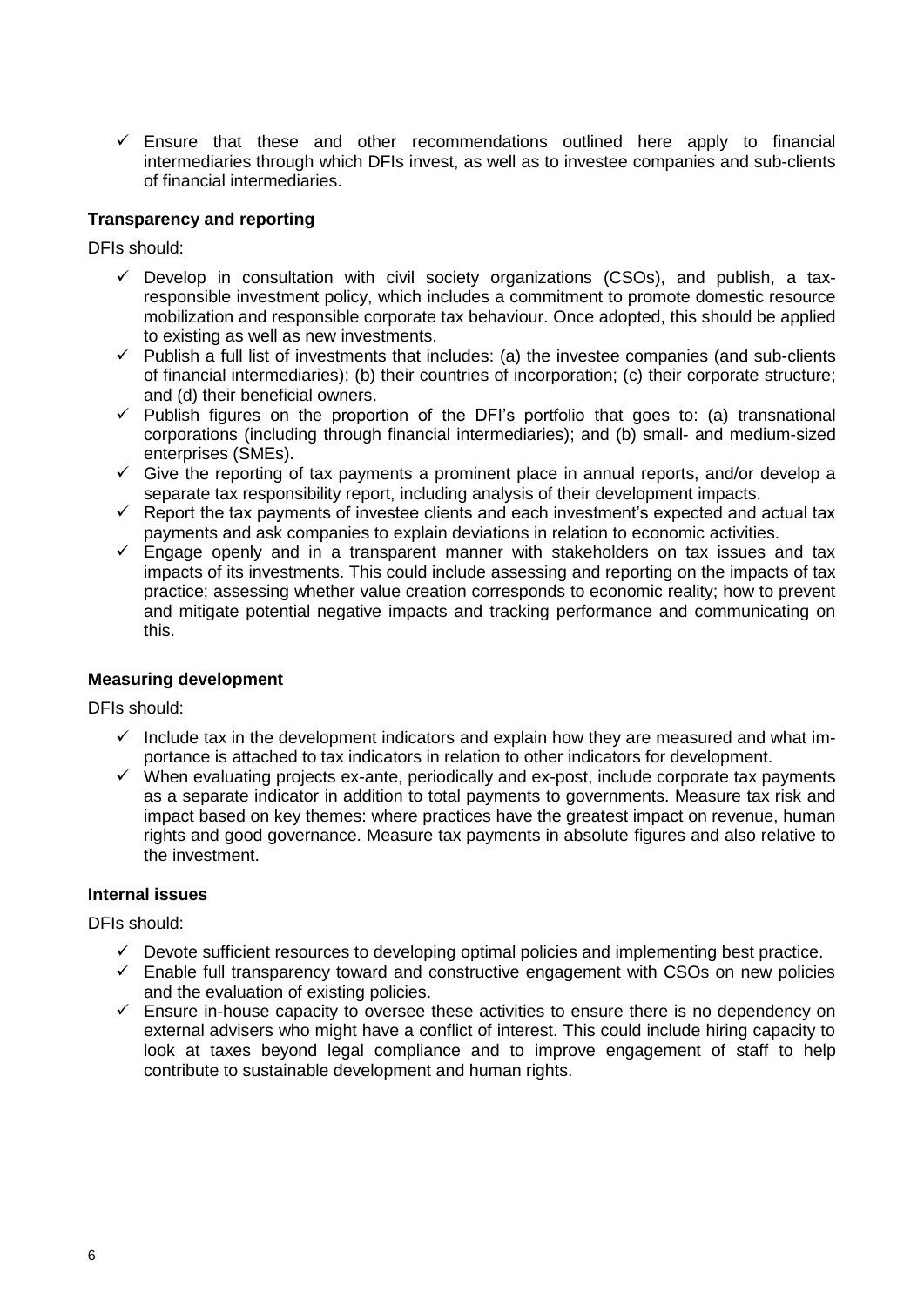- ✓ Ensure that these and other recommendations outlined here apply to financial intermediaries through which DFIs invest, as well as to investee companies and sub-clients of financial intermediaries.

**Transparency and reporting**

DFIs should:

- ✓ Develop in consultation with civil society organizations (CSOs), and publish, a tax-responsible investment policy, which includes a commitment to promote domestic resource mobilization and responsible corporate tax behaviour. Once adopted, this should be applied to existing as well as new investments.
- ✓ Publish a full list of investments that includes: (a) the investee companies (and sub-clients of financial intermediaries); (b) their countries of incorporation; (c) their corporate structure; and (d) their beneficial owners.
- ✓ Publish figures on the proportion of the DFI's portfolio that goes to: (a) transnational corporations (including through financial intermediaries); and (b) small- and medium-sized enterprises (SMEs).
- ✓ Give the reporting of tax payments a prominent place in annual reports, and/or develop a separate tax responsibility report, including analysis of their development impacts.
- ✓ Report the tax payments of investee clients and each investment's expected and actual tax payments and ask companies to explain deviations in relation to economic activities.
- ✓ Engage openly and in a transparent manner with stakeholders on tax issues and tax impacts of its investments. This could include assessing and reporting on the impacts of tax practice; assessing whether value creation corresponds to economic reality; how to prevent and mitigate potential negative impacts and tracking performance and communicating on this.

**Measuring development**

DFIs should:

- ✓ Include tax in the development indicators and explain how they are measured and what importance is attached to tax indicators in relation to other indicators for development.
- ✓ When evaluating projects ex-ante, periodically and ex-post, include corporate tax payments as a separate indicator in addition to total payments to governments. Measure tax risk and impact based on key themes: where practices have the greatest impact on revenue, human rights and good governance. Measure tax payments in absolute figures and also relative to the investment.

**Internal issues**

DFIs should:

- ✓ Devote sufficient resources to developing optimal policies and implementing best practice.
- ✓ Enable full transparency toward and constructive engagement with CSOs on new policies and the evaluation of existing policies.
- ✓ Ensure in-house capacity to oversee these activities to ensure there is no dependency on external advisers who might have a conflict of interest. This could include hiring capacity to look at taxes beyond legal compliance and to improve engagement of staff to help contribute to sustainable development and human rights.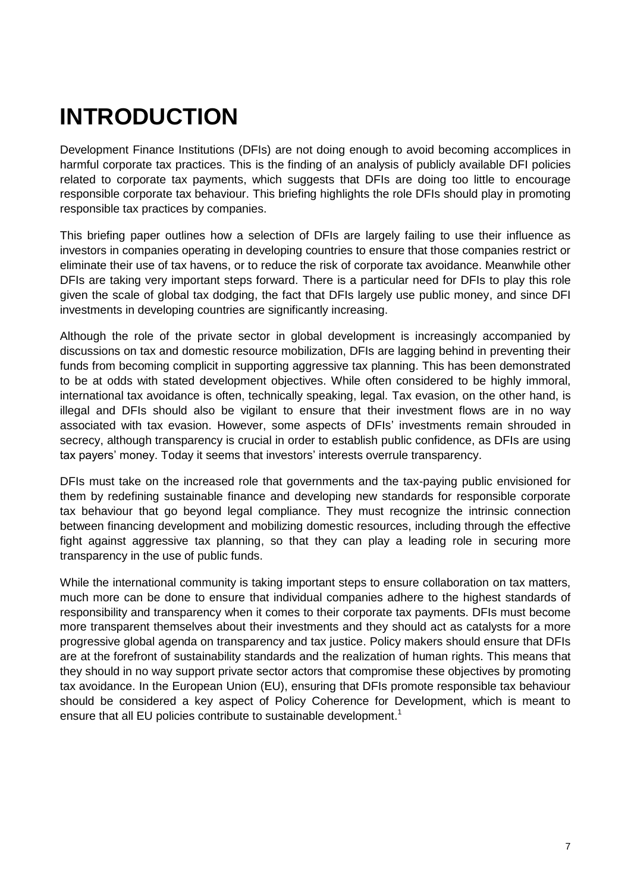# INTRODUCTION

Development Finance Institutions (DFIs) are not doing enough to avoid becoming accomplices in harmful corporate tax practices. This is the finding of an analysis of publicly available DFI policies related to corporate tax payments, which suggests that DFIs are doing too little to encourage responsible corporate tax behaviour. This briefing highlights the role DFIs should play in promoting responsible tax practices by companies.

This briefing paper outlines how a selection of DFIs are largely failing to use their influence as investors in companies operating in developing countries to ensure that those companies restrict or eliminate their use of tax havens, or to reduce the risk of corporate tax avoidance. Meanwhile other DFIs are taking very important steps forward. There is a particular need for DFIs to play this role given the scale of global tax dodging, the fact that DFIs largely use public money, and since DFI investments in developing countries are significantly increasing.

Although the role of the private sector in global development is increasingly accompanied by discussions on tax and domestic resource mobilization, DFIs are lagging behind in preventing their funds from becoming complicit in supporting aggressive tax planning. This has been demonstrated to be at odds with stated development objectives. While often considered to be highly immoral, international tax avoidance is often, technically speaking, legal. Tax evasion, on the other hand, is illegal and DFIs should also be vigilant to ensure that their investment flows are in no way associated with tax evasion. However, some aspects of DFIs' investments remain shrouded in secrecy, although transparency is crucial in order to establish public confidence, as DFIs are using tax payers' money. Today it seems that investors' interests overrule transparency.

DFIs must take on the increased role that governments and the tax-paying public envisioned for them by redefining sustainable finance and developing new standards for responsible corporate tax behaviour that go beyond legal compliance. They must recognize the intrinsic connection between financing development and mobilizing domestic resources, including through the effective fight against aggressive tax planning, so that they can play a leading role in securing more transparency in the use of public funds.

While the international community is taking important steps to ensure collaboration on tax matters, much more can be done to ensure that individual companies adhere to the highest standards of responsibility and transparency when it comes to their corporate tax payments. DFIs must become more transparent themselves about their investments and they should act as catalysts for a more progressive global agenda on transparency and tax justice. Policy makers should ensure that DFIs are at the forefront of sustainability standards and the realization of human rights. This means that they should in no way support private sector actors that compromise these objectives by promoting tax avoidance. In the European Union (EU), ensuring that DFIs promote responsible tax behaviour should be considered a key aspect of Policy Coherence for Development, which is meant to ensure that all EU policies contribute to sustainable development.[1]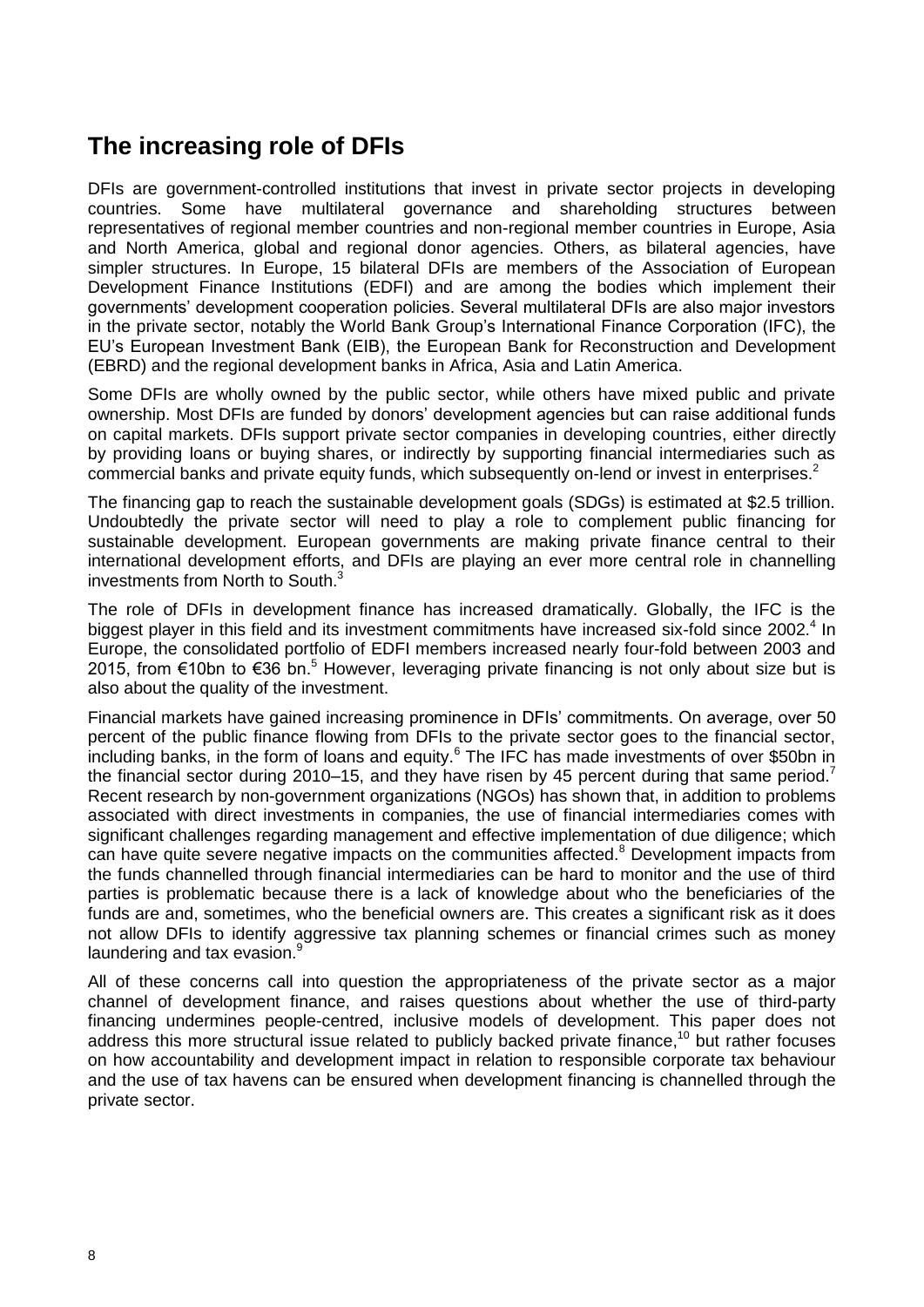## The increasing role of DFIs

DFIs are government-controlled institutions that invest in private sector projects in developing countries. Some have multilateral governance and shareholding structures between representatives of regional member countries and non-regional member countries in Europe, Asia and North America, global and regional donor agencies. Others, as bilateral agencies, have simpler structures. In Europe, 15 bilateral DFIs are members of the Association of European Development Finance Institutions (EDFI) and are among the bodies which implement their governments' development cooperation policies. Several multilateral DFIs are also major investors in the private sector, notably the World Bank Group's International Finance Corporation (IFC), the EU's European Investment Bank (EIB), the European Bank for Reconstruction and Development (EBRD) and the regional development banks in Africa, Asia and Latin America.

Some DFIs are wholly owned by the public sector, while others have mixed public and private ownership. Most DFIs are funded by donors' development agencies but can raise additional funds on capital markets. DFIs support private sector companies in developing countries, either directly by providing loans or buying shares, or indirectly by supporting financial intermediaries such as commercial banks and private equity funds, which subsequently on-lend or invest in enterprises.[2]

The financing gap to reach the sustainable development goals (SDGs) is estimated at $2.5 trillion. Undoubtedly the private sector will need to play a role to complement public financing for sustainable development. European governments are making private finance central to their international development efforts, and DFIs are playing an ever more central role in channelling investments from North to South.[3]

The role of DFIs in development finance has increased dramatically. Globally, the IFC is the biggest player in this field and its investment commitments have increased six-fold since 2002.[4] In Europe, the consolidated portfolio of EDFI members increased nearly four-fold between 2003 and 2015, from €10bn to €36 bn.[5] However, leveraging private financing is not only about size but is also about the quality of the investment.

Financial markets have gained increasing prominence in DFIs' commitments. On average, over 50 percent of the public finance flowing from DFIs to the private sector goes to the financial sector, including banks, in the form of loans and equity.[6] The IFC has made investments of over $50bn in the financial sector during 2010–15, and they have risen by 45 percent during that same period.[7] Recent research by non-government organizations (NGOs) has shown that, in addition to problems associated with direct investments in companies, the use of financial intermediaries comes with significant challenges regarding management and effective implementation of due diligence; which can have quite severe negative impacts on the communities affected.[8] Development impacts from the funds channelled through financial intermediaries can be hard to monitor and the use of third parties is problematic because there is a lack of knowledge about who the beneficiaries of the funds are and, sometimes, who the beneficial owners are. This creates a significant risk as it does not allow DFIs to identify aggressive tax planning schemes or financial crimes such as money laundering and tax evasion.[9]

All of these concerns call into question the appropriateness of the private sector as a major channel of development finance, and raises questions about whether the use of third-party financing undermines people-centred, inclusive models of development. This paper does not address this more structural issue related to publicly backed private finance,[10] but rather focuses on how accountability and development impact in relation to responsible corporate tax behaviour and the use of tax havens can be ensured when development financing is channelled through the private sector.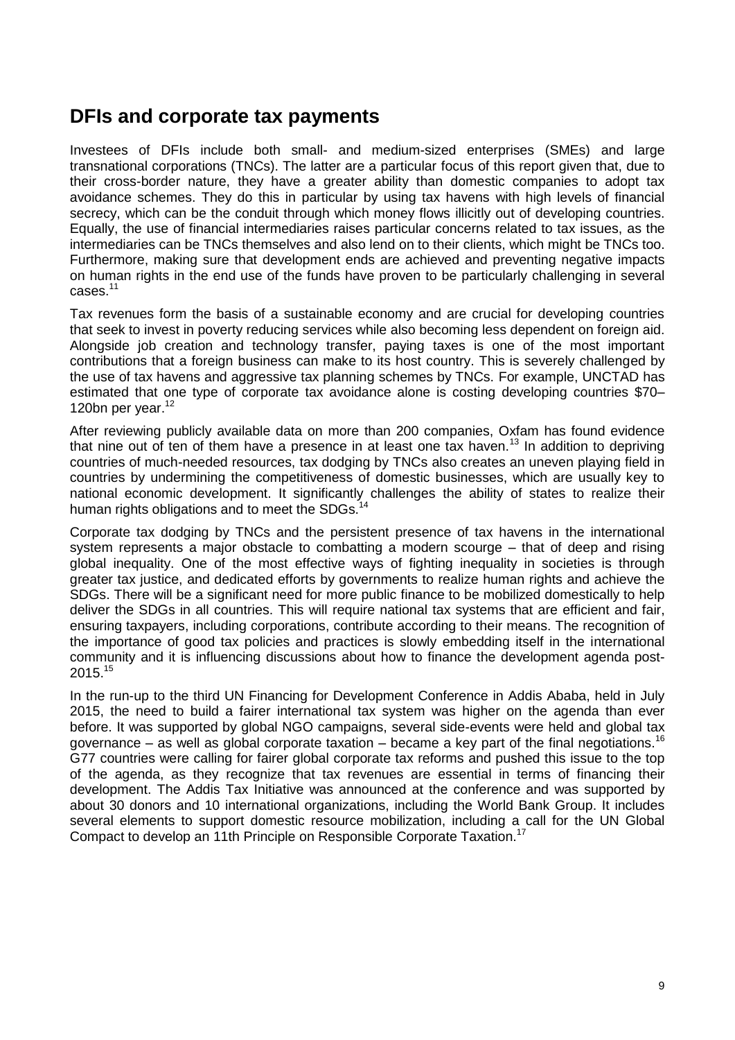## DFIs and corporate tax payments

Investees of DFIs include both small- and medium-sized enterprises (SMEs) and large transnational corporations (TNCs). The latter are a particular focus of this report given that, due to their cross-border nature, they have a greater ability than domestic companies to adopt tax avoidance schemes. They do this in particular by using tax havens with high levels of financial secrecy, which can be the conduit through which money flows illicitly out of developing countries. Equally, the use of financial intermediaries raises particular concerns related to tax issues, as the intermediaries can be TNCs themselves and also lend on to their clients, which might be TNCs too. Furthermore, making sure that development ends are achieved and preventing negative impacts on human rights in the end use of the funds have proven to be particularly challenging in several cases.[11]

Tax revenues form the basis of a sustainable economy and are crucial for developing countries that seek to invest in poverty reducing services while also becoming less dependent on foreign aid. Alongside job creation and technology transfer, paying taxes is one of the most important contributions that a foreign business can make to its host country. This is severely challenged by the use of tax havens and aggressive tax planning schemes by TNCs. For example, UNCTAD has estimated that one type of corporate tax avoidance alone is costing developing countries $70–120bn per year.[12]

After reviewing publicly available data on more than 200 companies, Oxfam has found evidence that nine out of ten of them have a presence in at least one tax haven.[13] In addition to depriving countries of much-needed resources, tax dodging by TNCs also creates an uneven playing field in countries by undermining the competitiveness of domestic businesses, which are usually key to national economic development. It significantly challenges the ability of states to realize their human rights obligations and to meet the SDGs.[14]

Corporate tax dodging by TNCs and the persistent presence of tax havens in the international system represents a major obstacle to combatting a modern scourge – that of deep and rising global inequality. One of the most effective ways of fighting inequality in societies is through greater tax justice, and dedicated efforts by governments to realize human rights and achieve the SDGs. There will be a significant need for more public finance to be mobilized domestically to help deliver the SDGs in all countries. This will require national tax systems that are efficient and fair, ensuring taxpayers, including corporations, contribute according to their means. The recognition of the importance of good tax policies and practices is slowly embedding itself in the international community and it is influencing discussions about how to finance the development agenda post-2015.[15]

In the run-up to the third UN Financing for Development Conference in Addis Ababa, held in July 2015, the need to build a fairer international tax system was higher on the agenda than ever before. It was supported by global NGO campaigns, several side-events were held and global tax governance – as well as global corporate taxation – became a key part of the final negotiations.[16] G77 countries were calling for fairer global corporate tax reforms and pushed this issue to the top of the agenda, as they recognize that tax revenues are essential in terms of financing their development. The Addis Tax Initiative was announced at the conference and was supported by about 30 donors and 10 international organizations, including the World Bank Group. It includes several elements to support domestic resource mobilization, including a call for the UN Global Compact to develop an 11th Principle on Responsible Corporate Taxation.[17]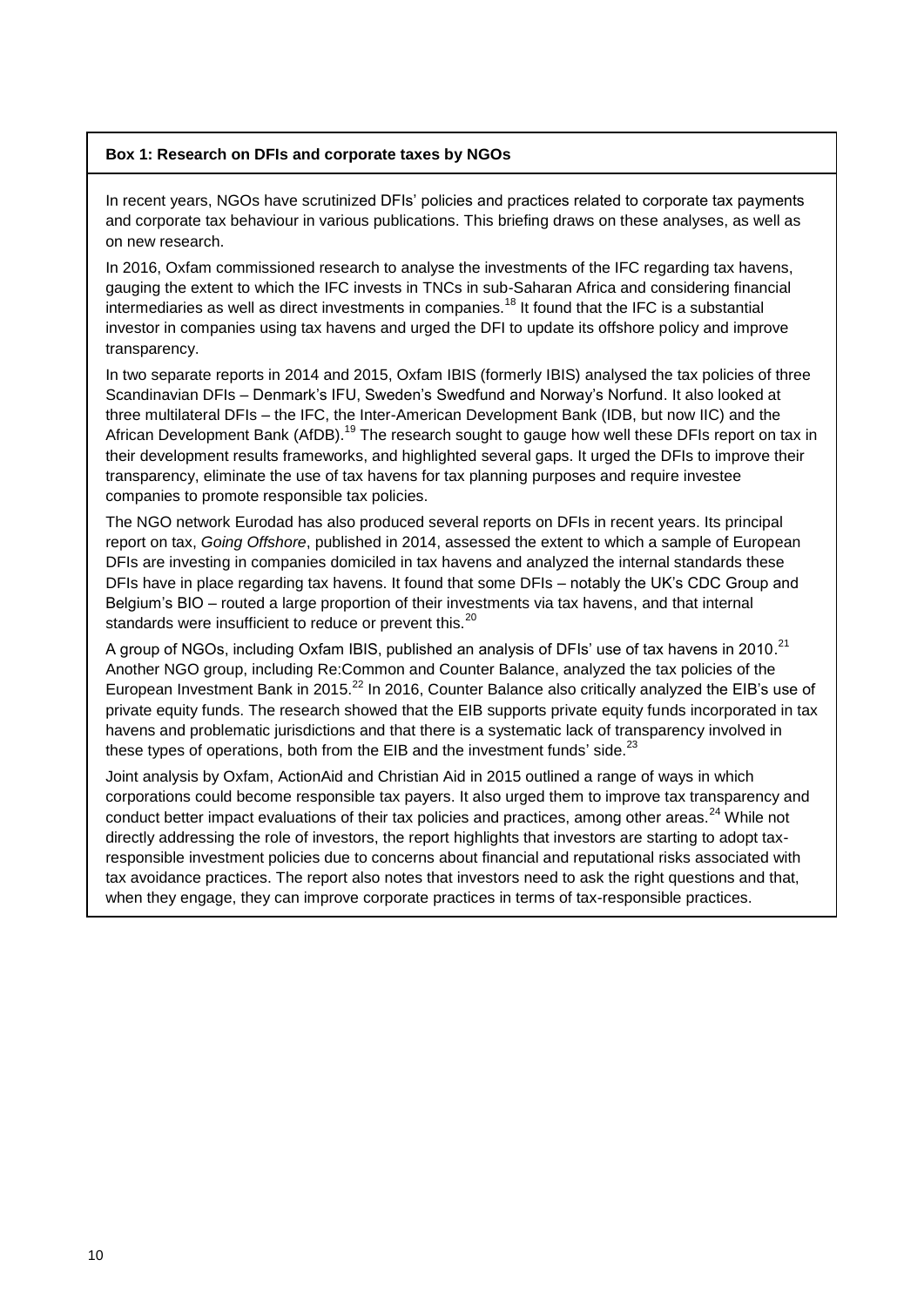**Box 1: Research on DFIs and corporate taxes by NGOs**

In recent years, NGOs have scrutinized DFIs' policies and practices related to corporate tax payments and corporate tax behaviour in various publications. This briefing draws on these analyses, as well as on new research.

In 2016, Oxfam commissioned research to analyse the investments of the IFC regarding tax havens, gauging the extent to which the IFC invests in TNCs in sub-Saharan Africa and considering financial intermediaries as well as direct investments in companies.[18] It found that the IFC is a substantial investor in companies using tax havens and urged the DFI to update its offshore policy and improve transparency.

In two separate reports in 2014 and 2015, Oxfam IBIS (formerly IBIS) analysed the tax policies of three Scandinavian DFIs – Denmark's IFU, Sweden's Swedfund and Norway's Norfund. It also looked at three multilateral DFIs – the IFC, the Inter-American Development Bank (IDB, but now IIC) and the African Development Bank (AfDB).[19] The research sought to gauge how well these DFIs report on tax in their development results frameworks, and highlighted several gaps. It urged the DFIs to improve their transparency, eliminate the use of tax havens for tax planning purposes and require investee companies to promote responsible tax policies.

The NGO network Eurodad has also produced several reports on DFIs in recent years. Its principal report on tax, *Going Offshore*, published in 2014, assessed the extent to which a sample of European DFIs are investing in companies domiciled in tax havens and analyzed the internal standards these DFIs have in place regarding tax havens. It found that some DFIs – notably the UK's CDC Group and Belgium's BIO – routed a large proportion of their investments via tax havens, and that internal standards were insufficient to reduce or prevent this.[20]

A group of NGOs, including Oxfam IBIS, published an analysis of DFIs' use of tax havens in 2010.[21] Another NGO group, including Re:Common and Counter Balance, analyzed the tax policies of the European Investment Bank in 2015.[22] In 2016, Counter Balance also critically analyzed the EIB's use of private equity funds. The research showed that the EIB supports private equity funds incorporated in tax havens and problematic jurisdictions and that there is a systematic lack of transparency involved in these types of operations, both from the EIB and the investment funds' side.[23]

Joint analysis by Oxfam, ActionAid and Christian Aid in 2015 outlined a range of ways in which corporations could become responsible tax payers. It also urged them to improve tax transparency and conduct better impact evaluations of their tax policies and practices, among other areas.[24] While not directly addressing the role of investors, the report highlights that investors are starting to adopt tax-responsible investment policies due to concerns about financial and reputational risks associated with tax avoidance practices. The report also notes that investors need to ask the right questions and that, when they engage, they can improve corporate practices in terms of tax-responsible practices.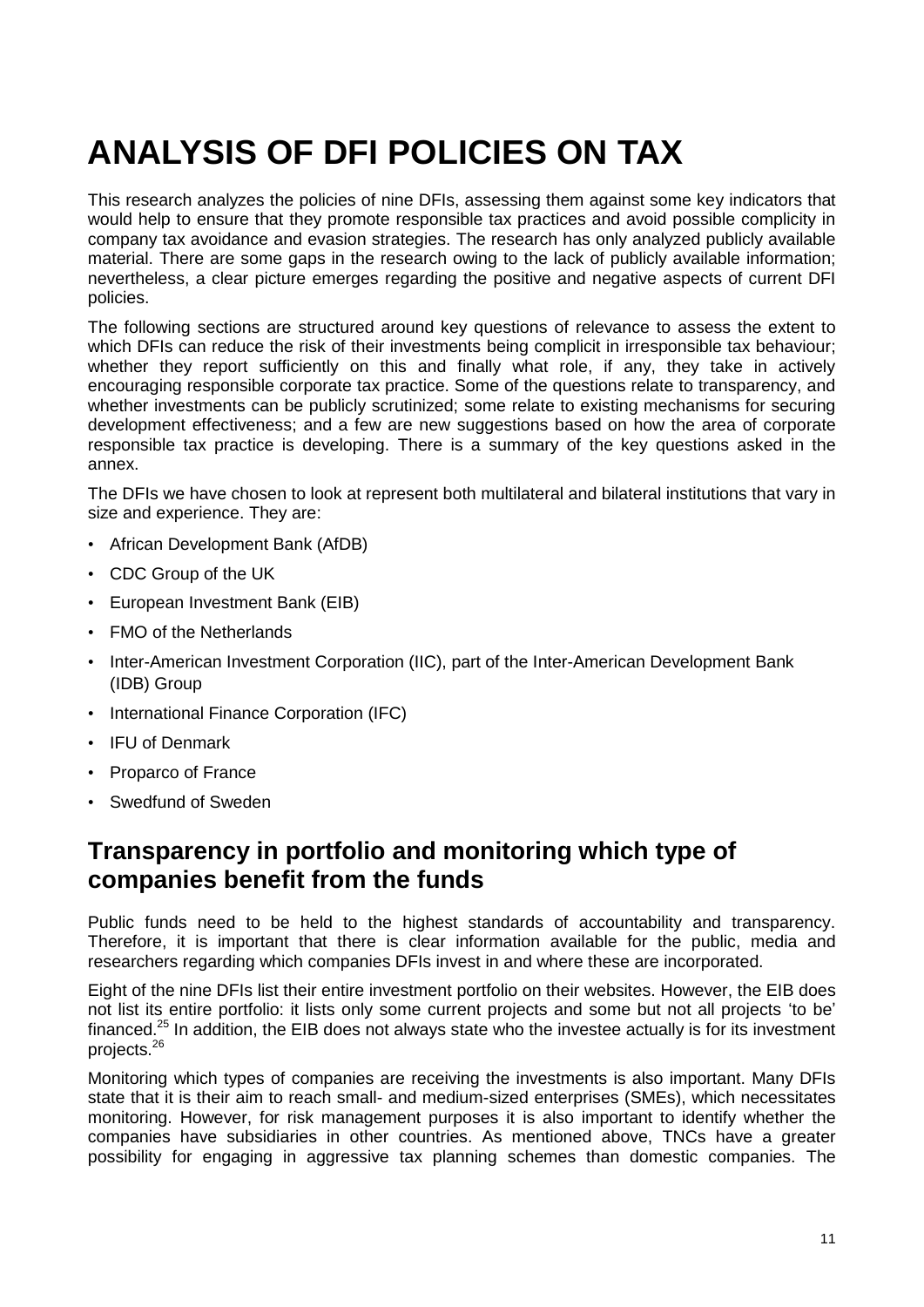# ANALYSIS OF DFI POLICIES ON TAX

This research analyzes the policies of nine DFIs, assessing them against some key indicators that would help to ensure that they promote responsible tax practices and avoid possible complicity in company tax avoidance and evasion strategies. The research has only analyzed publicly available material. There are some gaps in the research owing to the lack of publicly available information; nevertheless, a clear picture emerges regarding the positive and negative aspects of current DFI policies.

The following sections are structured around key questions of relevance to assess the extent to which DFIs can reduce the risk of their investments being complicit in irresponsible tax behaviour; whether they report sufficiently on this and finally what role, if any, they take in actively encouraging responsible corporate tax practice. Some of the questions relate to transparency, and whether investments can be publicly scrutinized; some relate to existing mechanisms for securing development effectiveness; and a few are new suggestions based on how the area of corporate responsible tax practice is developing. There is a summary of the key questions asked in the annex.

The DFIs we have chosen to look at represent both multilateral and bilateral institutions that vary in size and experience. They are:

- African Development Bank (AfDB)
- CDC Group of the UK
- European Investment Bank (EIB)
- FMO of the Netherlands
- Inter-American Investment Corporation (IIC), part of the Inter-American Development Bank (IDB) Group
- International Finance Corporation (IFC)
- IFU of Denmark
- Proparco of France
- Swedfund of Sweden

## Transparency in portfolio and monitoring which type of companies benefit from the funds

Public funds need to be held to the highest standards of accountability and transparency. Therefore, it is important that there is clear information available for the public, media and researchers regarding which companies DFIs invest in and where these are incorporated.

Eight of the nine DFIs list their entire investment portfolio on their websites. However, the EIB does not list its entire portfolio: it lists only some current projects and some but not all projects 'to be' financed.[25] In addition, the EIB does not always state who the investee actually is for its investment projects.[26]

Monitoring which types of companies are receiving the investments is also important. Many DFIs state that it is their aim to reach small- and medium-sized enterprises (SMEs), which necessitates monitoring. However, for risk management purposes it is also important to identify whether the companies have subsidiaries in other countries. As mentioned above, TNCs have a greater possibility for engaging in aggressive tax planning schemes than domestic companies. The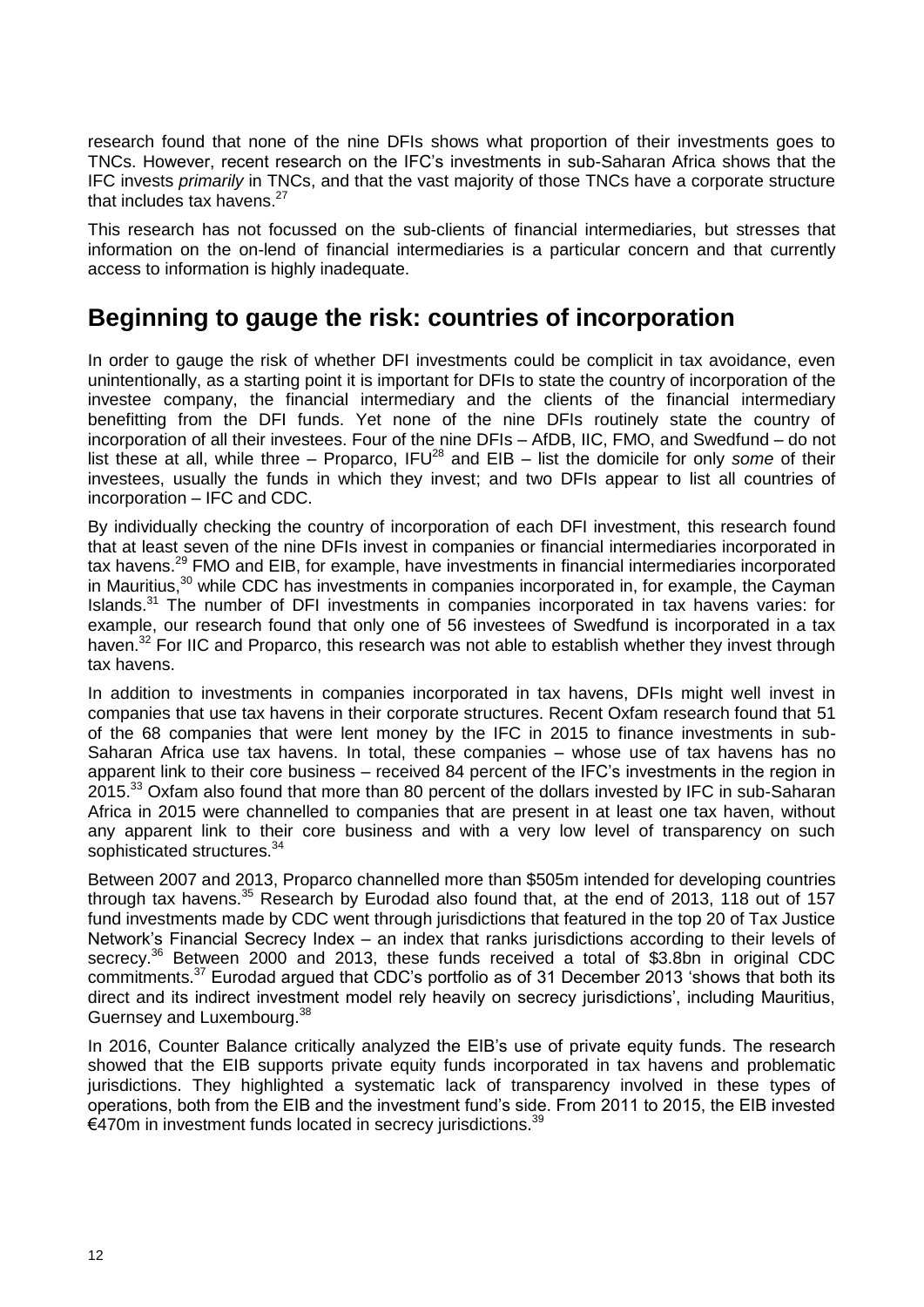research found that none of the nine DFIs shows what proportion of their investments goes to TNCs. However, recent research on the IFC's investments in sub-Saharan Africa shows that the IFC invests *primarily* in TNCs, and that the vast majority of those TNCs have a corporate structure that includes tax havens.[27]

This research has not focussed on the sub-clients of financial intermediaries, but stresses that information on the on-lend of financial intermediaries is a particular concern and that currently access to information is highly inadequate.

## Beginning to gauge the risk: countries of incorporation

In order to gauge the risk of whether DFI investments could be complicit in tax avoidance, even unintentionally, as a starting point it is important for DFIs to state the country of incorporation of the investee company, the financial intermediary and the clients of the financial intermediary benefitting from the DFI funds. Yet none of the nine DFIs routinely state the country of incorporation of all their investees. Four of the nine DFIs – AfDB, IIC, FMO, and Swedfund – do not list these at all, while three – Proparco, IFU[28] and EIB – list the domicile for only *some* of their investees, usually the funds in which they invest; and two DFIs appear to list all countries of incorporation – IFC and CDC.

By individually checking the country of incorporation of each DFI investment, this research found that at least seven of the nine DFIs invest in companies or financial intermediaries incorporated in tax havens.[29] FMO and EIB, for example, have investments in financial intermediaries incorporated in Mauritius,[30] while CDC has investments in companies incorporated in, for example, the Cayman Islands.[31] The number of DFI investments in companies incorporated in tax havens varies: for example, our research found that only one of 56 investees of Swedfund is incorporated in a tax haven.[32] For IIC and Proparco, this research was not able to establish whether they invest through tax havens.

In addition to investments in companies incorporated in tax havens, DFIs might well invest in companies that use tax havens in their corporate structures. Recent Oxfam research found that 51 of the 68 companies that were lent money by the IFC in 2015 to finance investments in sub-Saharan Africa use tax havens. In total, these companies – whose use of tax havens has no apparent link to their core business – received 84 percent of the IFC's investments in the region in 2015.[33] Oxfam also found that more than 80 percent of the dollars invested by IFC in sub-Saharan Africa in 2015 were channelled to companies that are present in at least one tax haven, without any apparent link to their core business and with a very low level of transparency on such sophisticated structures.[34]

Between 2007 and 2013, Proparco channelled more than $505m intended for developing countries through tax havens.[35] Research by Eurodad also found that, at the end of 2013, 118 out of 157 fund investments made by CDC went through jurisdictions that featured in the top 20 of Tax Justice Network's Financial Secrecy Index – an index that ranks jurisdictions according to their levels of secrecy.[36] Between 2000 and 2013, these funds received a total of $3.8bn in original CDC commitments.[37] Eurodad argued that CDC's portfolio as of 31 December 2013 'shows that both its direct and its indirect investment model rely heavily on secrecy jurisdictions', including Mauritius, Guernsey and Luxembourg.[38]

In 2016, Counter Balance critically analyzed the EIB's use of private equity funds. The research showed that the EIB supports private equity funds incorporated in tax havens and problematic jurisdictions. They highlighted a systematic lack of transparency involved in these types of operations, both from the EIB and the investment fund's side. From 2011 to 2015, the EIB invested €470m in investment funds located in secrecy jurisdictions.[39]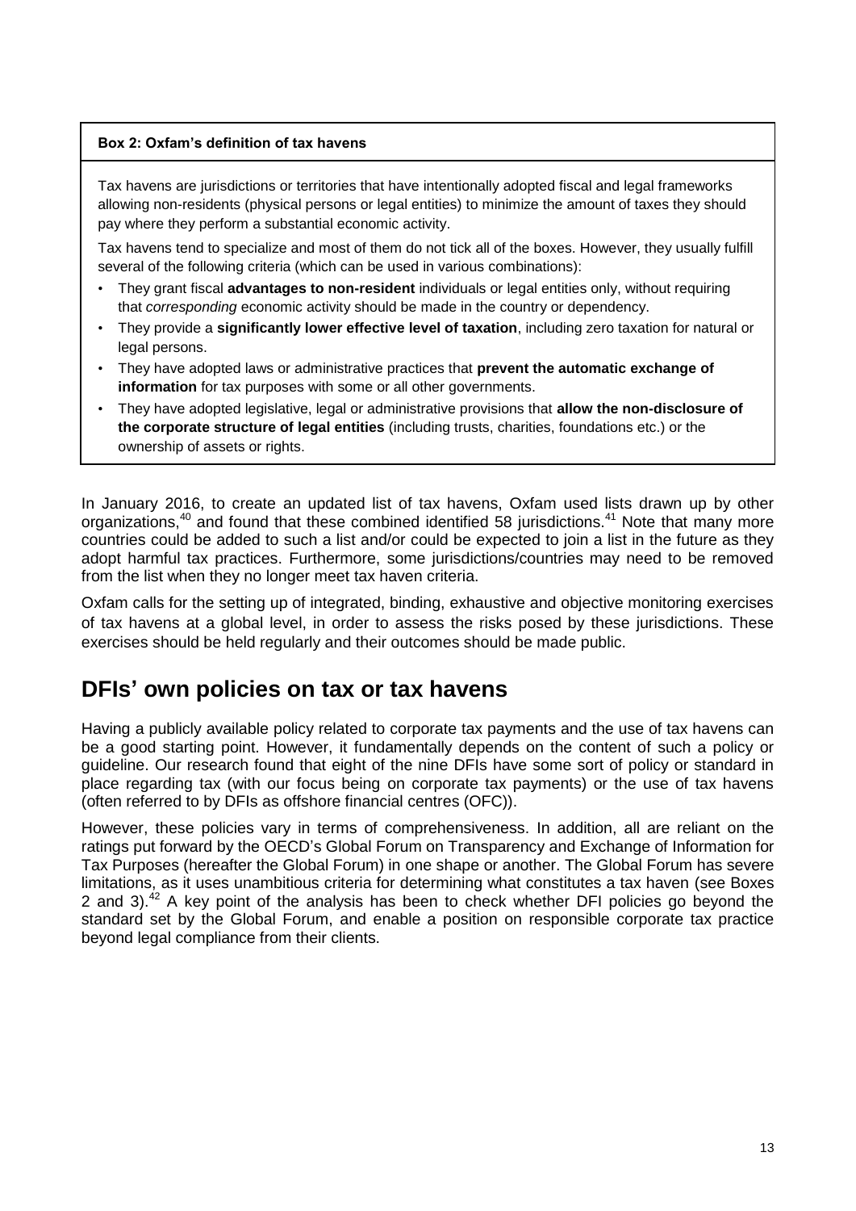**Box 2: Oxfam's definition of tax havens**

Tax havens are jurisdictions or territories that have intentionally adopted fiscal and legal frameworks allowing non-residents (physical persons or legal entities) to minimize the amount of taxes they should pay where they perform a substantial economic activity.

Tax havens tend to specialize and most of them do not tick all of the boxes. However, they usually fulfill several of the following criteria (which can be used in various combinations):

- They grant fiscal **advantages to non-resident** individuals or legal entities only, without requiring that *corresponding* economic activity should be made in the country or dependency.
- They provide a **significantly lower effective level of taxation**, including zero taxation for natural or legal persons.
- They have adopted laws or administrative practices that **prevent the automatic exchange of information** for tax purposes with some or all other governments.
- They have adopted legislative, legal or administrative provisions that **allow the non-disclosure of the corporate structure of legal entities** (including trusts, charities, foundations etc.) or the ownership of assets or rights.

In January 2016, to create an updated list of tax havens, Oxfam used lists drawn up by other organizations,[40] and found that these combined identified 58 jurisdictions.[41] Note that many more countries could be added to such a list and/or could be expected to join a list in the future as they adopt harmful tax practices. Furthermore, some jurisdictions/countries may need to be removed from the list when they no longer meet tax haven criteria.

Oxfam calls for the setting up of integrated, binding, exhaustive and objective monitoring exercises of tax havens at a global level, in order to assess the risks posed by these jurisdictions. These exercises should be held regularly and their outcomes should be made public.

## DFIs' own policies on tax or tax havens

Having a publicly available policy related to corporate tax payments and the use of tax havens can be a good starting point. However, it fundamentally depends on the content of such a policy or guideline. Our research found that eight of the nine DFIs have some sort of policy or standard in place regarding tax (with our focus being on corporate tax payments) or the use of tax havens (often referred to by DFIs as offshore financial centres (OFC)).

However, these policies vary in terms of comprehensiveness. In addition, all are reliant on the ratings put forward by the OECD's Global Forum on Transparency and Exchange of Information for Tax Purposes (hereafter the Global Forum) in one shape or another. The Global Forum has severe limitations, as it uses unambitious criteria for determining what constitutes a tax haven (see Boxes 2 and 3).[42] A key point of the analysis has been to check whether DFI policies go beyond the standard set by the Global Forum, and enable a position on responsible corporate tax practice beyond legal compliance from their clients.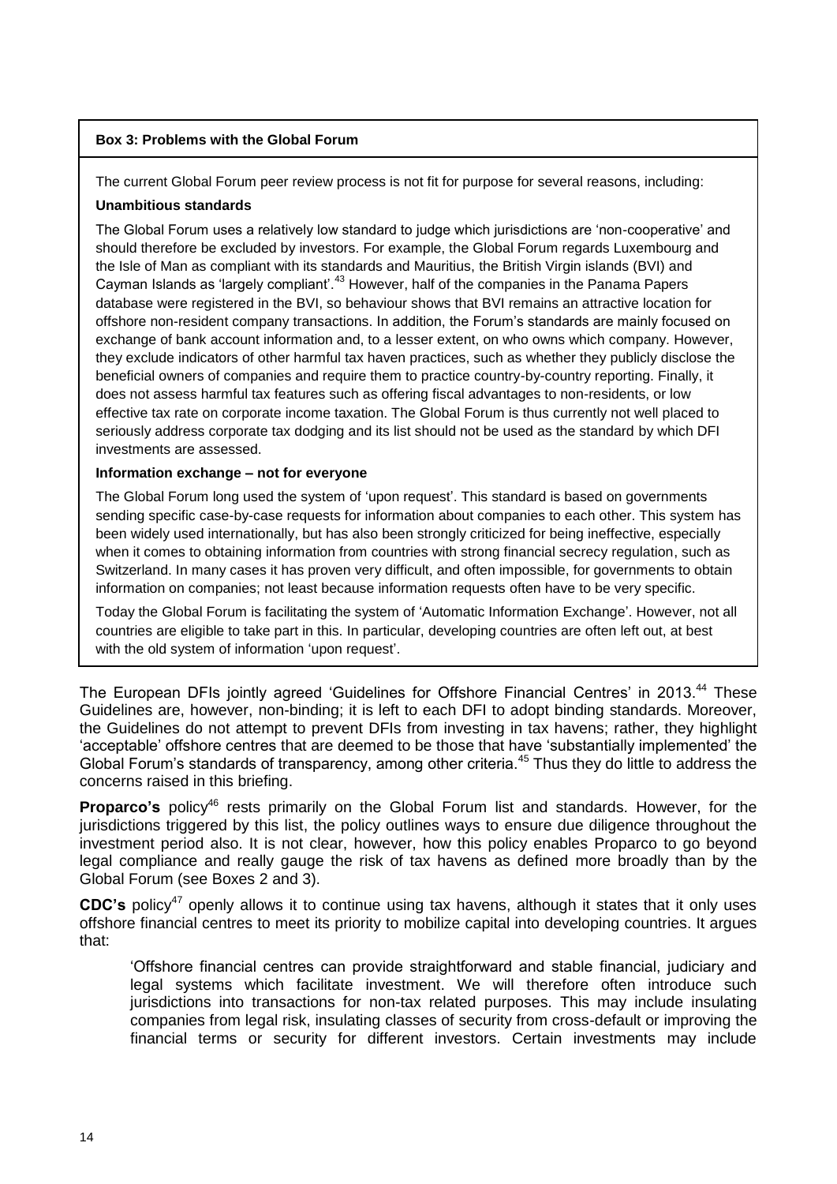**Box 3: Problems with the Global Forum**

The current Global Forum peer review process is not fit for purpose for several reasons, including:

**Unambitious standards**

The Global Forum uses a relatively low standard to judge which jurisdictions are 'non-cooperative' and should therefore be excluded by investors. For example, the Global Forum regards Luxembourg and the Isle of Man as compliant with its standards and Mauritius, the British Virgin islands (BVI) and Cayman Islands as 'largely compliant'.[43] However, half of the companies in the Panama Papers database were registered in the BVI, so behaviour shows that BVI remains an attractive location for offshore non-resident company transactions. In addition, the Forum's standards are mainly focused on exchange of bank account information and, to a lesser extent, on who owns which company. However, they exclude indicators of other harmful tax haven practices, such as whether they publicly disclose the beneficial owners of companies and require them to practice country-by-country reporting. Finally, it does not assess harmful tax features such as offering fiscal advantages to non-residents, or low effective tax rate on corporate income taxation. The Global Forum is thus currently not well placed to seriously address corporate tax dodging and its list should not be used as the standard by which DFI investments are assessed.

**Information exchange – not for everyone**

The Global Forum long used the system of 'upon request'. This standard is based on governments sending specific case-by-case requests for information about companies to each other. This system has been widely used internationally, but has also been strongly criticized for being ineffective, especially when it comes to obtaining information from countries with strong financial secrecy regulation, such as Switzerland. In many cases it has proven very difficult, and often impossible, for governments to obtain information on companies; not least because information requests often have to be very specific.

Today the Global Forum is facilitating the system of 'Automatic Information Exchange'. However, not all countries are eligible to take part in this. In particular, developing countries are often left out, at best with the old system of information 'upon request'.

The European DFIs jointly agreed 'Guidelines for Offshore Financial Centres' in 2013.[44] These Guidelines are, however, non-binding; it is left to each DFI to adopt binding standards. Moreover, the Guidelines do not attempt to prevent DFIs from investing in tax havens; rather, they highlight 'acceptable' offshore centres that are deemed to be those that have 'substantially implemented' the Global Forum's standards of transparency, among other criteria.[45] Thus they do little to address the concerns raised in this briefing.

**Proparco's** policy[46] rests primarily on the Global Forum list and standards. However, for the jurisdictions triggered by this list, the policy outlines ways to ensure due diligence throughout the investment period also. It is not clear, however, how this policy enables Proparco to go beyond legal compliance and really gauge the risk of tax havens as defined more broadly than by the Global Forum (see Boxes 2 and 3).

**CDC's** policy[47] openly allows it to continue using tax havens, although it states that it only uses offshore financial centres to meet its priority to mobilize capital into developing countries. It argues that:

> 'Offshore financial centres can provide straightforward and stable financial, judiciary and legal systems which facilitate investment. We will therefore often introduce such jurisdictions into transactions for non-tax related purposes. This may include insulating companies from legal risk, insulating classes of security from cross-default or improving the financial terms or security for different investors. Certain investments may include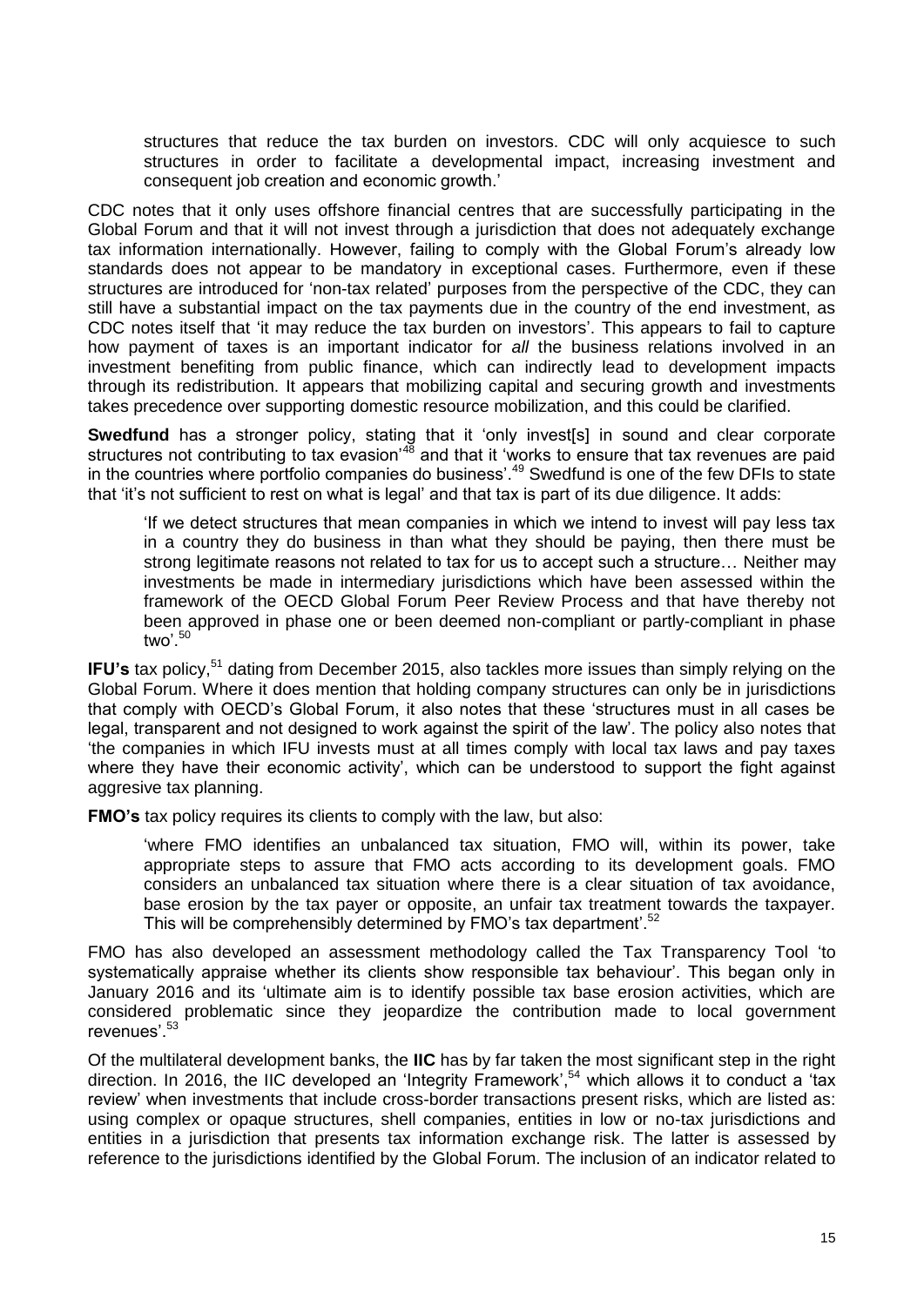> structures that reduce the tax burden on investors. CDC will only acquiesce to such structures in order to facilitate a developmental impact, increasing investment and consequent job creation and economic growth.'

CDC notes that it only uses offshore financial centres that are successfully participating in the Global Forum and that it will not invest through a jurisdiction that does not adequately exchange tax information internationally. However, failing to comply with the Global Forum's already low standards does not appear to be mandatory in exceptional cases. Furthermore, even if these structures are introduced for 'non-tax related' purposes from the perspective of the CDC, they can still have a substantial impact on the tax payments due in the country of the end investment, as CDC notes itself that 'it may reduce the tax burden on investors'. This appears to fail to capture how payment of taxes is an important indicator for *all* the business relations involved in an investment benefiting from public finance, which can indirectly lead to development impacts through its redistribution. It appears that mobilizing capital and securing growth and investments takes precedence over supporting domestic resource mobilization, and this could be clarified.

**Swedfund** has a stronger policy, stating that it 'only invest[s] in sound and clear corporate structures not contributing to tax evasion'[48] and that it 'works to ensure that tax revenues are paid in the countries where portfolio companies do business'.[49] Swedfund is one of the few DFIs to state that 'it's not sufficient to rest on what is legal' and that tax is part of its due diligence. It adds:

> 'If we detect structures that mean companies in which we intend to invest will pay less tax in a country they do business in than what they should be paying, then there must be strong legitimate reasons not related to tax for us to accept such a structure… Neither may investments be made in intermediary jurisdictions which have been assessed within the framework of the OECD Global Forum Peer Review Process and that have thereby not been approved in phase one or been deemed non-compliant or partly-compliant in phase two'.[50]

**IFU's** tax policy,[51] dating from December 2015, also tackles more issues than simply relying on the Global Forum. Where it does mention that holding company structures can only be in jurisdictions that comply with OECD's Global Forum, it also notes that these 'structures must in all cases be legal, transparent and not designed to work against the spirit of the law'. The policy also notes that 'the companies in which IFU invests must at all times comply with local tax laws and pay taxes where they have their economic activity', which can be understood to support the fight against aggresive tax planning.

**FMO's** tax policy requires its clients to comply with the law, but also:

> 'where FMO identifies an unbalanced tax situation, FMO will, within its power, take appropriate steps to assure that FMO acts according to its development goals. FMO considers an unbalanced tax situation where there is a clear situation of tax avoidance, base erosion by the tax payer or opposite, an unfair tax treatment towards the taxpayer. This will be comprehensibly determined by FMO's tax department'.[52]

FMO has also developed an assessment methodology called the Tax Transparency Tool 'to systematically appraise whether its clients show responsible tax behaviour'. This began only in January 2016 and its 'ultimate aim is to identify possible tax base erosion activities, which are considered problematic since they jeopardize the contribution made to local government revenues'.[53]

Of the multilateral development banks, the **IIC** has by far taken the most significant step in the right direction. In 2016, the IIC developed an 'Integrity Framework',[54] which allows it to conduct a 'tax review' when investments that include cross-border transactions present risks, which are listed as: using complex or opaque structures, shell companies, entities in low or no-tax jurisdictions and entities in a jurisdiction that presents tax information exchange risk. The latter is assessed by reference to the jurisdictions identified by the Global Forum. The inclusion of an indicator related to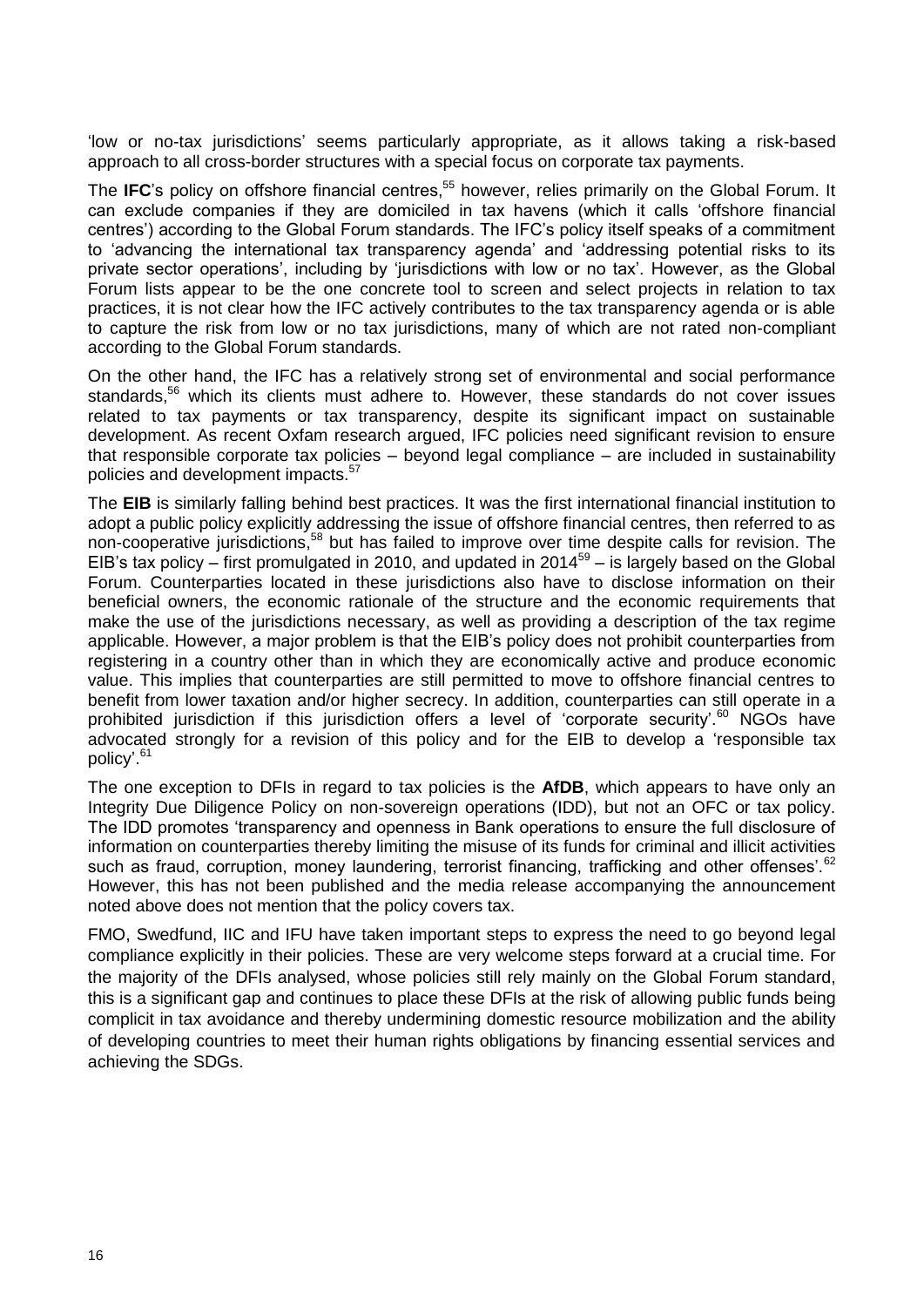'low or no-tax jurisdictions' seems particularly appropriate, as it allows taking a risk-based approach to all cross-border structures with a special focus on corporate tax payments.

The **IFC**'s policy on offshore financial centres,[55] however, relies primarily on the Global Forum. It can exclude companies if they are domiciled in tax havens (which it calls 'offshore financial centres') according to the Global Forum standards. The IFC's policy itself speaks of a commitment to 'advancing the international tax transparency agenda' and 'addressing potential risks to its private sector operations', including by 'jurisdictions with low or no tax'. However, as the Global Forum lists appear to be the one concrete tool to screen and select projects in relation to tax practices, it is not clear how the IFC actively contributes to the tax transparency agenda or is able to capture the risk from low or no tax jurisdictions, many of which are not rated non-compliant according to the Global Forum standards.

On the other hand, the IFC has a relatively strong set of environmental and social performance standards,[56] which its clients must adhere to. However, these standards do not cover issues related to tax payments or tax transparency, despite its significant impact on sustainable development. As recent Oxfam research argued, IFC policies need significant revision to ensure that responsible corporate tax policies – beyond legal compliance – are included in sustainability policies and development impacts.[57]

The **EIB** is similarly falling behind best practices. It was the first international financial institution to adopt a public policy explicitly addressing the issue of offshore financial centres, then referred to as non-cooperative jurisdictions,[58] but has failed to improve over time despite calls for revision. The EIB's tax policy – first promulgated in 2010, and updated in 2014[59] – is largely based on the Global Forum. Counterparties located in these jurisdictions also have to disclose information on their beneficial owners, the economic rationale of the structure and the economic requirements that make the use of the jurisdictions necessary, as well as providing a description of the tax regime applicable. However, a major problem is that the EIB's policy does not prohibit counterparties from registering in a country other than in which they are economically active and produce economic value. This implies that counterparties are still permitted to move to offshore financial centres to benefit from lower taxation and/or higher secrecy. In addition, counterparties can still operate in a prohibited jurisdiction if this jurisdiction offers a level of 'corporate security'.[60] NGOs have advocated strongly for a revision of this policy and for the EIB to develop a 'responsible tax policy'.[61]

The one exception to DFIs in regard to tax policies is the **AfDB**, which appears to have only an Integrity Due Diligence Policy on non-sovereign operations (IDD), but not an OFC or tax policy. The IDD promotes 'transparency and openness in Bank operations to ensure the full disclosure of information on counterparties thereby limiting the misuse of its funds for criminal and illicit activities such as fraud, corruption, money laundering, terrorist financing, trafficking and other offenses'.[62] However, this has not been published and the media release accompanying the announcement noted above does not mention that the policy covers tax.

FMO, Swedfund, IIC and IFU have taken important steps to express the need to go beyond legal compliance explicitly in their policies. These are very welcome steps forward at a crucial time. For the majority of the DFIs analysed, whose policies still rely mainly on the Global Forum standard, this is a significant gap and continues to place these DFIs at the risk of allowing public funds being complicit in tax avoidance and thereby undermining domestic resource mobilization and the ability of developing countries to meet their human rights obligations by financing essential services and achieving the SDGs.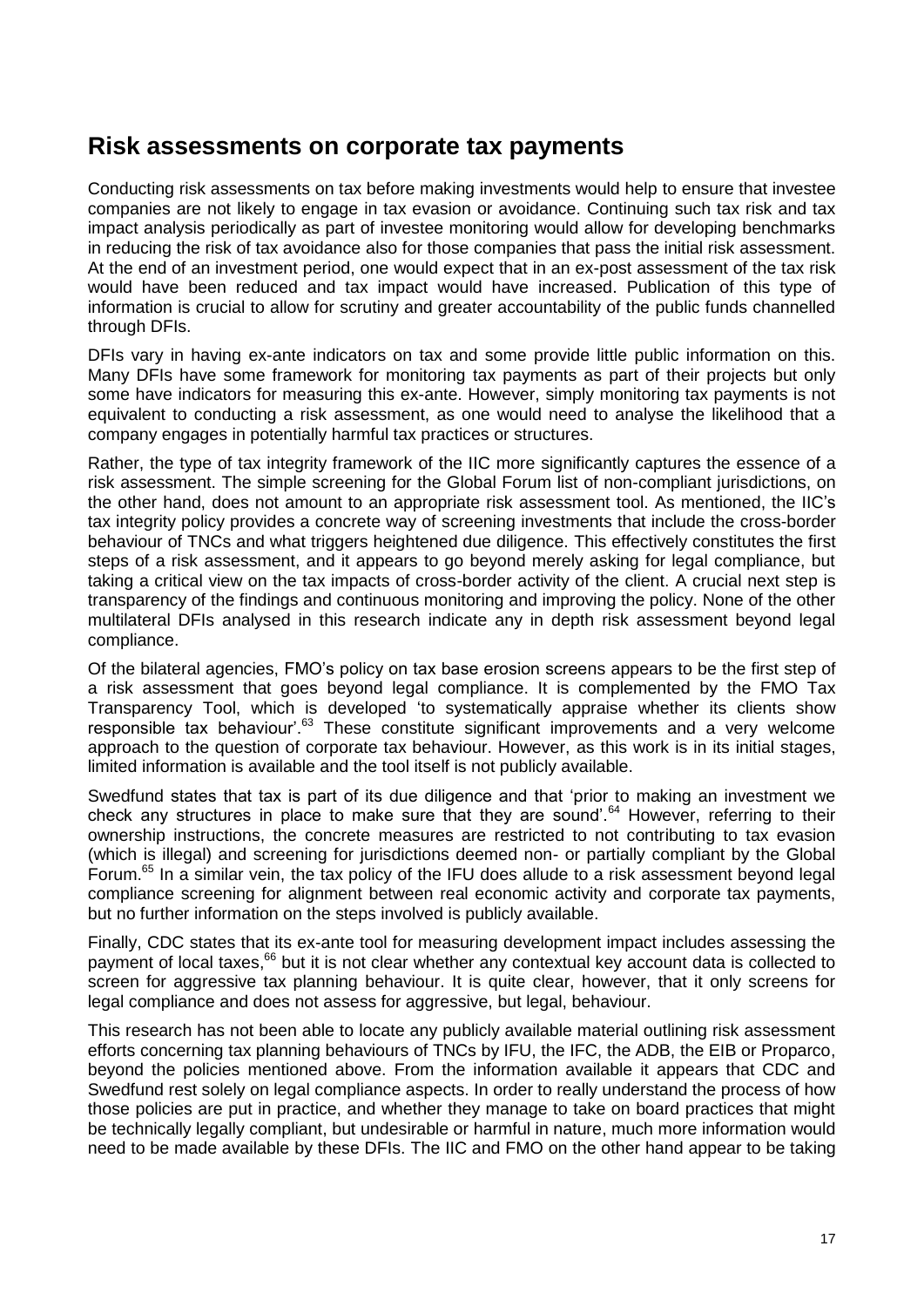## Risk assessments on corporate tax payments

Conducting risk assessments on tax before making investments would help to ensure that investee companies are not likely to engage in tax evasion or avoidance. Continuing such tax risk and tax impact analysis periodically as part of investee monitoring would allow for developing benchmarks in reducing the risk of tax avoidance also for those companies that pass the initial risk assessment. At the end of an investment period, one would expect that in an ex-post assessment of the tax risk would have been reduced and tax impact would have increased. Publication of this type of information is crucial to allow for scrutiny and greater accountability of the public funds channelled through DFIs.

DFIs vary in having ex-ante indicators on tax and some provide little public information on this. Many DFIs have some framework for monitoring tax payments as part of their projects but only some have indicators for measuring this ex-ante. However, simply monitoring tax payments is not equivalent to conducting a risk assessment, as one would need to analyse the likelihood that a company engages in potentially harmful tax practices or structures.

Rather, the type of tax integrity framework of the IIC more significantly captures the essence of a risk assessment. The simple screening for the Global Forum list of non-compliant jurisdictions, on the other hand, does not amount to an appropriate risk assessment tool. As mentioned, the IIC's tax integrity policy provides a concrete way of screening investments that include the cross-border behaviour of TNCs and what triggers heightened due diligence. This effectively constitutes the first steps of a risk assessment, and it appears to go beyond merely asking for legal compliance, but taking a critical view on the tax impacts of cross-border activity of the client. A crucial next step is transparency of the findings and continuous monitoring and improving the policy. None of the other multilateral DFIs analysed in this research indicate any in depth risk assessment beyond legal compliance.

Of the bilateral agencies, FMO's policy on tax base erosion screens appears to be the first step of a risk assessment that goes beyond legal compliance. It is complemented by the FMO Tax Transparency Tool, which is developed 'to systematically appraise whether its clients show responsible tax behaviour'.[63] These constitute significant improvements and a very welcome approach to the question of corporate tax behaviour. However, as this work is in its initial stages, limited information is available and the tool itself is not publicly available.

Swedfund states that tax is part of its due diligence and that 'prior to making an investment we check any structures in place to make sure that they are sound'.[64] However, referring to their ownership instructions, the concrete measures are restricted to not contributing to tax evasion (which is illegal) and screening for jurisdictions deemed non- or partially compliant by the Global Forum.[65] In a similar vein, the tax policy of the IFU does allude to a risk assessment beyond legal compliance screening for alignment between real economic activity and corporate tax payments, but no further information on the steps involved is publicly available.

Finally, CDC states that its ex-ante tool for measuring development impact includes assessing the payment of local taxes,[66] but it is not clear whether any contextual key account data is collected to screen for aggressive tax planning behaviour. It is quite clear, however, that it only screens for legal compliance and does not assess for aggressive, but legal, behaviour.

This research has not been able to locate any publicly available material outlining risk assessment efforts concerning tax planning behaviours of TNCs by IFU, the IFC, the ADB, the EIB or Proparco, beyond the policies mentioned above. From the information available it appears that CDC and Swedfund rest solely on legal compliance aspects. In order to really understand the process of how those policies are put in practice, and whether they manage to take on board practices that might be technically legally compliant, but undesirable or harmful in nature, much more information would need to be made available by these DFIs. The IIC and FMO on the other hand appear to be taking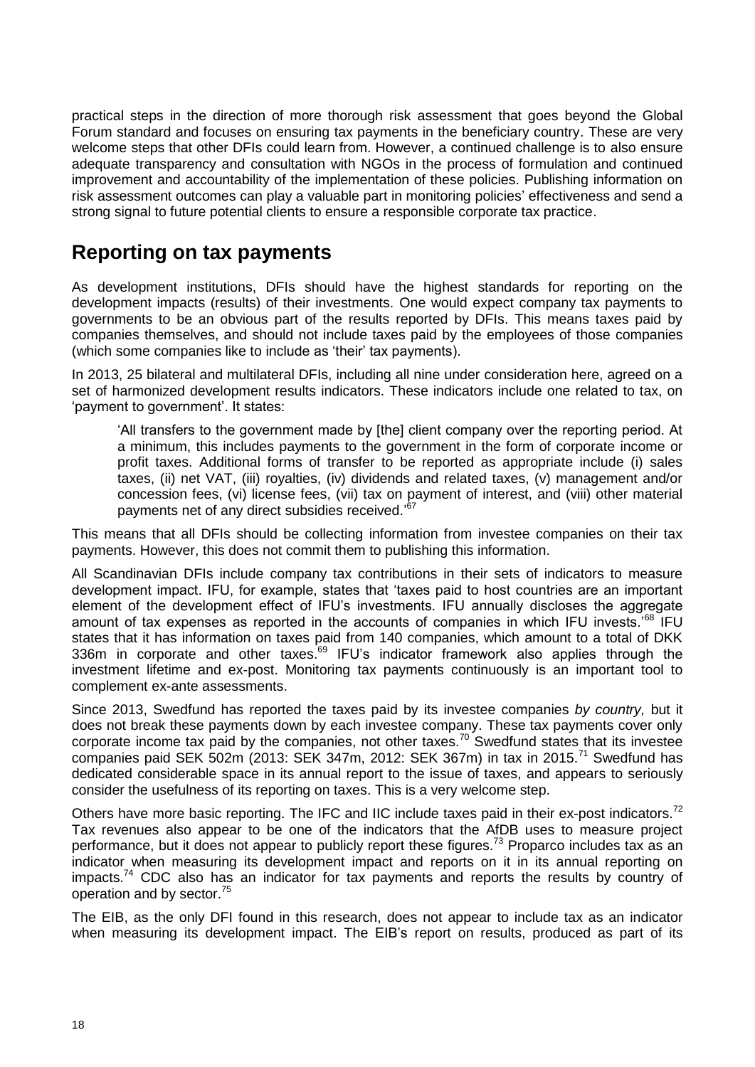practical steps in the direction of more thorough risk assessment that goes beyond the Global Forum standard and focuses on ensuring tax payments in the beneficiary country. These are very welcome steps that other DFIs could learn from. However, a continued challenge is to also ensure adequate transparency and consultation with NGOs in the process of formulation and continued improvement and accountability of the implementation of these policies. Publishing information on risk assessment outcomes can play a valuable part in monitoring policies' effectiveness and send a strong signal to future potential clients to ensure a responsible corporate tax practice.

## Reporting on tax payments

As development institutions, DFIs should have the highest standards for reporting on the development impacts (results) of their investments. One would expect company tax payments to governments to be an obvious part of the results reported by DFIs. This means taxes paid by companies themselves, and should not include taxes paid by the employees of those companies (which some companies like to include as 'their' tax payments).

In 2013, 25 bilateral and multilateral DFIs, including all nine under consideration here, agreed on a set of harmonized development results indicators. These indicators include one related to tax, on 'payment to government'. It states:

> 'All transfers to the government made by [the] client company over the reporting period. At a minimum, this includes payments to the government in the form of corporate income or profit taxes. Additional forms of transfer to be reported as appropriate include (i) sales taxes, (ii) net VAT, (iii) royalties, (iv) dividends and related taxes, (v) management and/or concession fees, (vi) license fees, (vii) tax on payment of interest, and (viii) other material payments net of any direct subsidies received.'[67]

This means that all DFIs should be collecting information from investee companies on their tax payments. However, this does not commit them to publishing this information.

All Scandinavian DFIs include company tax contributions in their sets of indicators to measure development impact. IFU, for example, states that 'taxes paid to host countries are an important element of the development effect of IFU's investments. IFU annually discloses the aggregate amount of tax expenses as reported in the accounts of companies in which IFU invests.'[68] IFU states that it has information on taxes paid from 140 companies, which amount to a total of DKK 336m in corporate and other taxes.[69] IFU's indicator framework also applies through the investment lifetime and ex-post. Monitoring tax payments continuously is an important tool to complement ex-ante assessments.

Since 2013, Swedfund has reported the taxes paid by its investee companies *by country,* but it does not break these payments down by each investee company. These tax payments cover only corporate income tax paid by the companies, not other taxes.[70] Swedfund states that its investee companies paid SEK 502m (2013: SEK 347m, 2012: SEK 367m) in tax in 2015.[71] Swedfund has dedicated considerable space in its annual report to the issue of taxes, and appears to seriously consider the usefulness of its reporting on taxes. This is a very welcome step.

Others have more basic reporting. The IFC and IIC include taxes paid in their ex-post indicators.[72] Tax revenues also appear to be one of the indicators that the AfDB uses to measure project performance, but it does not appear to publicly report these figures.[73] Proparco includes tax as an indicator when measuring its development impact and reports on it in its annual reporting on impacts.[74] CDC also has an indicator for tax payments and reports the results by country of operation and by sector.[75]

The EIB, as the only DFI found in this research, does not appear to include tax as an indicator when measuring its development impact. The EIB's report on results, produced as part of its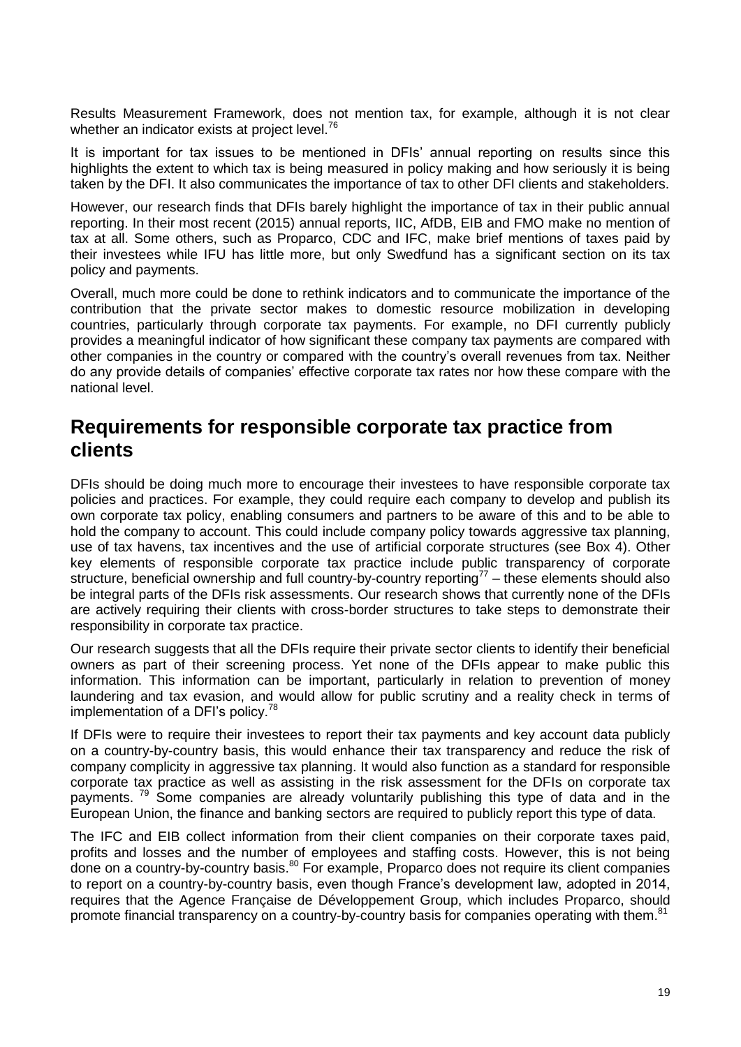Results Measurement Framework, does not mention tax, for example, although it is not clear whether an indicator exists at project level.[76]

It is important for tax issues to be mentioned in DFIs' annual reporting on results since this highlights the extent to which tax is being measured in policy making and how seriously it is being taken by the DFI. It also communicates the importance of tax to other DFI clients and stakeholders.

However, our research finds that DFIs barely highlight the importance of tax in their public annual reporting. In their most recent (2015) annual reports, IIC, AfDB, EIB and FMO make no mention of tax at all. Some others, such as Proparco, CDC and IFC, make brief mentions of taxes paid by their investees while IFU has little more, but only Swedfund has a significant section on its tax policy and payments.

Overall, much more could be done to rethink indicators and to communicate the importance of the contribution that the private sector makes to domestic resource mobilization in developing countries, particularly through corporate tax payments. For example, no DFI currently publicly provides a meaningful indicator of how significant these company tax payments are compared with other companies in the country or compared with the country's overall revenues from tax. Neither do any provide details of companies' effective corporate tax rates nor how these compare with the national level.

## Requirements for responsible corporate tax practice from clients

DFIs should be doing much more to encourage their investees to have responsible corporate tax policies and practices. For example, they could require each company to develop and publish its own corporate tax policy, enabling consumers and partners to be aware of this and to be able to hold the company to account. This could include company policy towards aggressive tax planning, use of tax havens, tax incentives and the use of artificial corporate structures (see Box 4). Other key elements of responsible corporate tax practice include public transparency of corporate structure, beneficial ownership and full country-by-country reporting[77] – these elements should also be integral parts of the DFIs risk assessments. Our research shows that currently none of the DFIs are actively requiring their clients with cross-border structures to take steps to demonstrate their responsibility in corporate tax practice.

Our research suggests that all the DFIs require their private sector clients to identify their beneficial owners as part of their screening process. Yet none of the DFIs appear to make public this information. This information can be important, particularly in relation to prevention of money laundering and tax evasion, and would allow for public scrutiny and a reality check in terms of implementation of a DFI's policy.[78]

If DFIs were to require their investees to report their tax payments and key account data publicly on a country-by-country basis, this would enhance their tax transparency and reduce the risk of company complicity in aggressive tax planning. It would also function as a standard for responsible corporate tax practice as well as assisting in the risk assessment for the DFIs on corporate tax payments.[79] Some companies are already voluntarily publishing this type of data and in the European Union, the finance and banking sectors are required to publicly report this type of data.

The IFC and EIB collect information from their client companies on their corporate taxes paid, profits and losses and the number of employees and staffing costs. However, this is not being done on a country-by-country basis.[80] For example, Proparco does not require its client companies to report on a country-by-country basis, even though France's development law, adopted in 2014, requires that the Agence Française de Développement Group, which includes Proparco, should promote financial transparency on a country-by-country basis for companies operating with them.[81]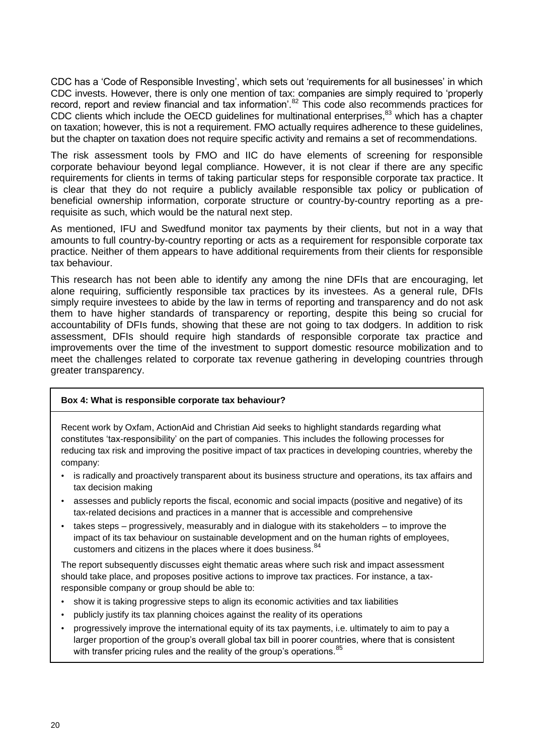CDC has a 'Code of Responsible Investing', which sets out 'requirements for all businesses' in which CDC invests. However, there is only one mention of tax: companies are simply required to 'properly record, report and review financial and tax information'.[82] This code also recommends practices for CDC clients which include the OECD guidelines for multinational enterprises,[83] which has a chapter on taxation; however, this is not a requirement. FMO actually requires adherence to these guidelines, but the chapter on taxation does not require specific activity and remains a set of recommendations.

The risk assessment tools by FMO and IIC do have elements of screening for responsible corporate behaviour beyond legal compliance. However, it is not clear if there are any specific requirements for clients in terms of taking particular steps for responsible corporate tax practice. It is clear that they do not require a publicly available responsible tax policy or publication of beneficial ownership information, corporate structure or country-by-country reporting as a pre-requisite as such, which would be the natural next step.

As mentioned, IFU and Swedfund monitor tax payments by their clients, but not in a way that amounts to full country-by-country reporting or acts as a requirement for responsible corporate tax practice. Neither of them appears to have additional requirements from their clients for responsible tax behaviour.

This research has not been able to identify any among the nine DFIs that are encouraging, let alone requiring, sufficiently responsible tax practices by its investees. As a general rule, DFIs simply require investees to abide by the law in terms of reporting and transparency and do not ask them to have higher standards of transparency or reporting, despite this being so crucial for accountability of DFIs funds, showing that these are not going to tax dodgers. In addition to risk assessment, DFIs should require high standards of responsible corporate tax practice and improvements over the time of the investment to support domestic resource mobilization and to meet the challenges related to corporate tax revenue gathering in developing countries through greater transparency.

**Box 4: What is responsible corporate tax behaviour?**

Recent work by Oxfam, ActionAid and Christian Aid seeks to highlight standards regarding what constitutes 'tax-responsibility' on the part of companies. This includes the following processes for reducing tax risk and improving the positive impact of tax practices in developing countries, whereby the company:

- is radically and proactively transparent about its business structure and operations, its tax affairs and tax decision making
- assesses and publicly reports the fiscal, economic and social impacts (positive and negative) of its tax-related decisions and practices in a manner that is accessible and comprehensive
- takes steps – progressively, measurably and in dialogue with its stakeholders – to improve the impact of its tax behaviour on sustainable development and on the human rights of employees, customers and citizens in the places where it does business.[84]

The report subsequently discusses eight thematic areas where such risk and impact assessment should take place, and proposes positive actions to improve tax practices. For instance, a tax-responsible company or group should be able to:

- show it is taking progressive steps to align its economic activities and tax liabilities
- publicly justify its tax planning choices against the reality of its operations
- progressively improve the international equity of its tax payments, i.e. ultimately to aim to pay a larger proportion of the group's overall global tax bill in poorer countries, where that is consistent with transfer pricing rules and the reality of the group's operations.[85]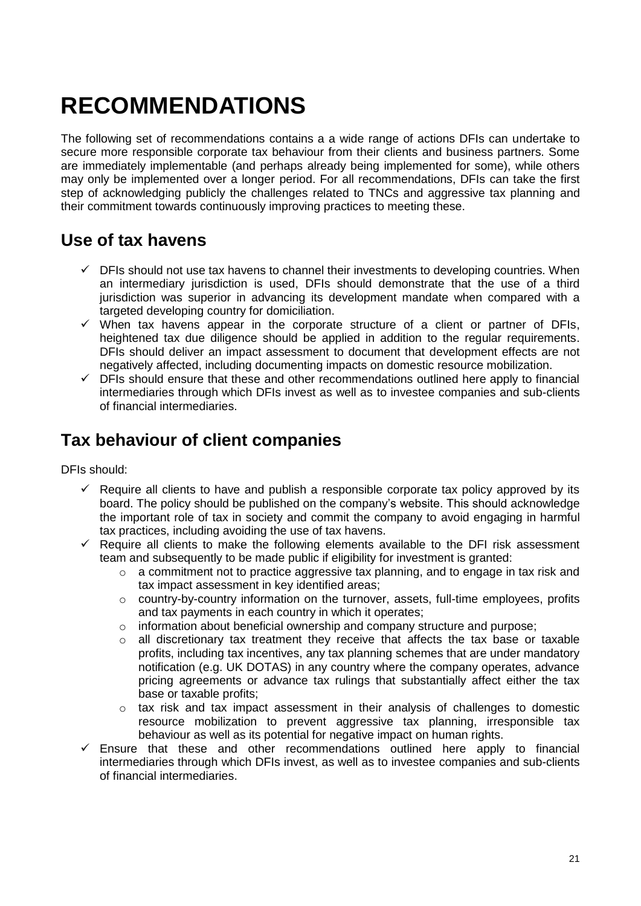# RECOMMENDATIONS

The following set of recommendations contains a a wide range of actions DFIs can undertake to secure more responsible corporate tax behaviour from their clients and business partners. Some are immediately implementable (and perhaps already being implemented for some), while others may only be implemented over a longer period. For all recommendations, DFIs can take the first step of acknowledging publicly the challenges related to TNCs and aggressive tax planning and their commitment towards continuously improving practices to meeting these.

## Use of tax havens

- ✓ DFIs should not use tax havens to channel their investments to developing countries. When an intermediary jurisdiction is used, DFIs should demonstrate that the use of a third jurisdiction was superior in advancing its development mandate when compared with a targeted developing country for domiciliation.
- ✓ When tax havens appear in the corporate structure of a client or partner of DFIs, heightened tax due diligence should be applied in addition to the regular requirements. DFIs should deliver an impact assessment to document that development effects are not negatively affected, including documenting impacts on domestic resource mobilization.
- ✓ DFIs should ensure that these and other recommendations outlined here apply to financial intermediaries through which DFIs invest as well as to investee companies and sub-clients of financial intermediaries.

## Tax behaviour of client companies

DFIs should:

- ✓ Require all clients to have and publish a responsible corporate tax policy approved by its board. The policy should be published on the company's website. This should acknowledge the important role of tax in society and commit the company to avoid engaging in harmful tax practices, including avoiding the use of tax havens.
- ✓ Require all clients to make the following elements available to the DFI risk assessment team and subsequently to be made public if eligibility for investment is granted:
  - o a commitment not to practice aggressive tax planning, and to engage in tax risk and tax impact assessment in key identified areas;
  - o country-by-country information on the turnover, assets, full-time employees, profits and tax payments in each country in which it operates;
  - o information about beneficial ownership and company structure and purpose;
  - o all discretionary tax treatment they receive that affects the tax base or taxable profits, including tax incentives, any tax planning schemes that are under mandatory notification (e.g. UK DOTAS) in any country where the company operates, advance pricing agreements or advance tax rulings that substantially affect either the tax base or taxable profits;
  - o tax risk and tax impact assessment in their analysis of challenges to domestic resource mobilization to prevent aggressive tax planning, irresponsible tax behaviour as well as its potential for negative impact on human rights.
- ✓ Ensure that these and other recommendations outlined here apply to financial intermediaries through which DFIs invest, as well as to investee companies and sub-clients of financial intermediaries.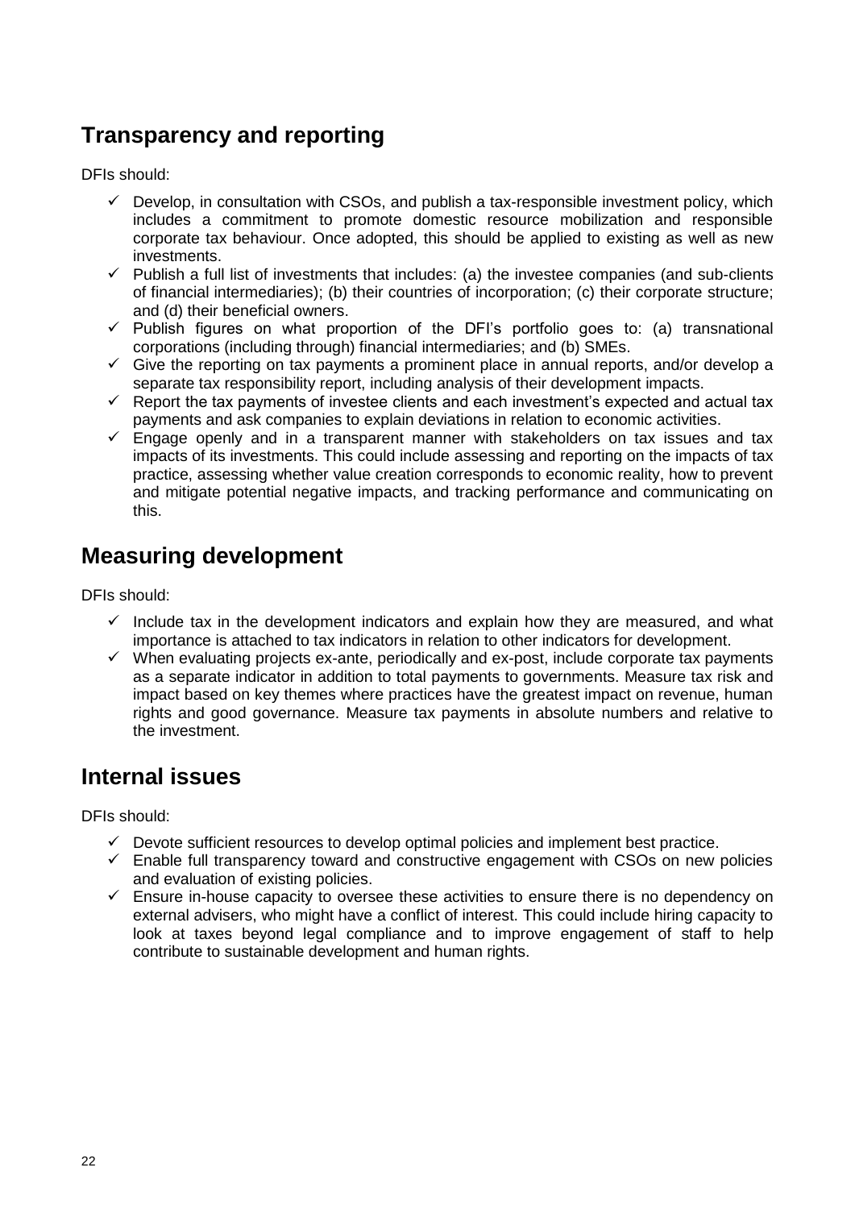## Transparency and reporting

DFIs should:

- ✓ Develop, in consultation with CSOs, and publish a tax-responsible investment policy, which includes a commitment to promote domestic resource mobilization and responsible corporate tax behaviour. Once adopted, this should be applied to existing as well as new investments.
- ✓ Publish a full list of investments that includes: (a) the investee companies (and sub-clients of financial intermediaries); (b) their countries of incorporation; (c) their corporate structure; and (d) their beneficial owners.
- ✓ Publish figures on what proportion of the DFI's portfolio goes to: (a) transnational corporations (including through) financial intermediaries; and (b) SMEs.
- ✓ Give the reporting on tax payments a prominent place in annual reports, and/or develop a separate tax responsibility report, including analysis of their development impacts.
- ✓ Report the tax payments of investee clients and each investment's expected and actual tax payments and ask companies to explain deviations in relation to economic activities.
- ✓ Engage openly and in a transparent manner with stakeholders on tax issues and tax impacts of its investments. This could include assessing and reporting on the impacts of tax practice, assessing whether value creation corresponds to economic reality, how to prevent and mitigate potential negative impacts, and tracking performance and communicating on this.

## Measuring development

DFIs should:

- ✓ Include tax in the development indicators and explain how they are measured, and what importance is attached to tax indicators in relation to other indicators for development.
- ✓ When evaluating projects ex-ante, periodically and ex-post, include corporate tax payments as a separate indicator in addition to total payments to governments. Measure tax risk and impact based on key themes where practices have the greatest impact on revenue, human rights and good governance. Measure tax payments in absolute numbers and relative to the investment.

## Internal issues

DFIs should:

- ✓ Devote sufficient resources to develop optimal policies and implement best practice.
- ✓ Enable full transparency toward and constructive engagement with CSOs on new policies and evaluation of existing policies.
- ✓ Ensure in-house capacity to oversee these activities to ensure there is no dependency on external advisers, who might have a conflict of interest. This could include hiring capacity to look at taxes beyond legal compliance and to improve engagement of staff to help contribute to sustainable development and human rights.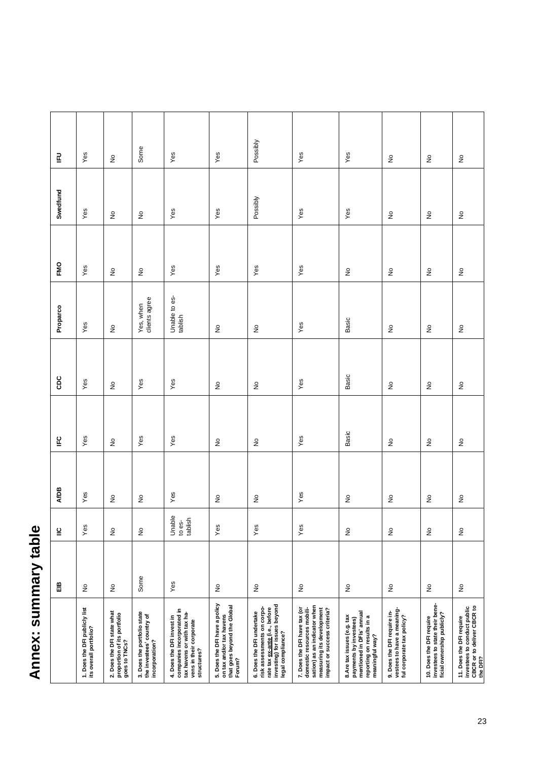# Annex: summary table

| | EIB | IIC | AfDB | IFC | CDC | Proparco | FMO | Swedfund | IFU |
|---|---|---|---|---|---|---|---|---|---|
| **1. Does the DFI publicly list its overall portfolio?** | No | Yes | Yes | Yes | Yes | Yes | Yes | Yes | Yes |
| **2. Does the DFI state what proportion of its portfolio goes to TNCs?** | No | No | No | No | No | No | No | No | No |
| **3. Does the portfolio state the investees' country of incorporation?** | Some | No | No | Yes | Yes | Yes, when clients agree | No | No | Some |
| **4. Does the DFI invest in companies incorporated in tax havens or with tax havens in their corporate structures?** | Yes | Unable to establish | Yes | Yes | Yes | Unable to establish | Yes | Yes | Yes |
| **5. Does the DFI have a policy on tax and/or tax havens that goes beyond the Global Forum?** | No | Yes | No | No | No | No | Yes | Yes | Yes |
| **6. Does the DFI undertake risk assessments on corporate tax ex-ante (i.e., before investing) for issues beyond legal compliance?** | No | Yes | No | No | No | No | Yes | Possibly | Possibly |
| **7. Does the DFI have tax (or domestic resources mobilisation) as an indicator when measuring its development impact or success criteria?** | No | Yes | Yes | Yes | Yes | Yes | Yes | Yes | Yes |
| **8. Are tax issues (e.g. tax payments by investees) mentioned in DFIs' annual reporting on results in a meaningful way?** | No | No | No | Basic | Basic | Basic | No | Yes | Yes |
| **9. Does the DFI require investees to have a meaningful corporate tax policy?** | No | No | No | No | No | No | No | No | No |
| **10. Does the DFI require investees to state their beneficial ownership publicly?** | No | No | No | No | No | No | No | No | No |
| **11. Does the DFI require investees to conduct public CBCR or to deliver CBCR to the DFI?** | No | No | No | No | No | No | No | No | No |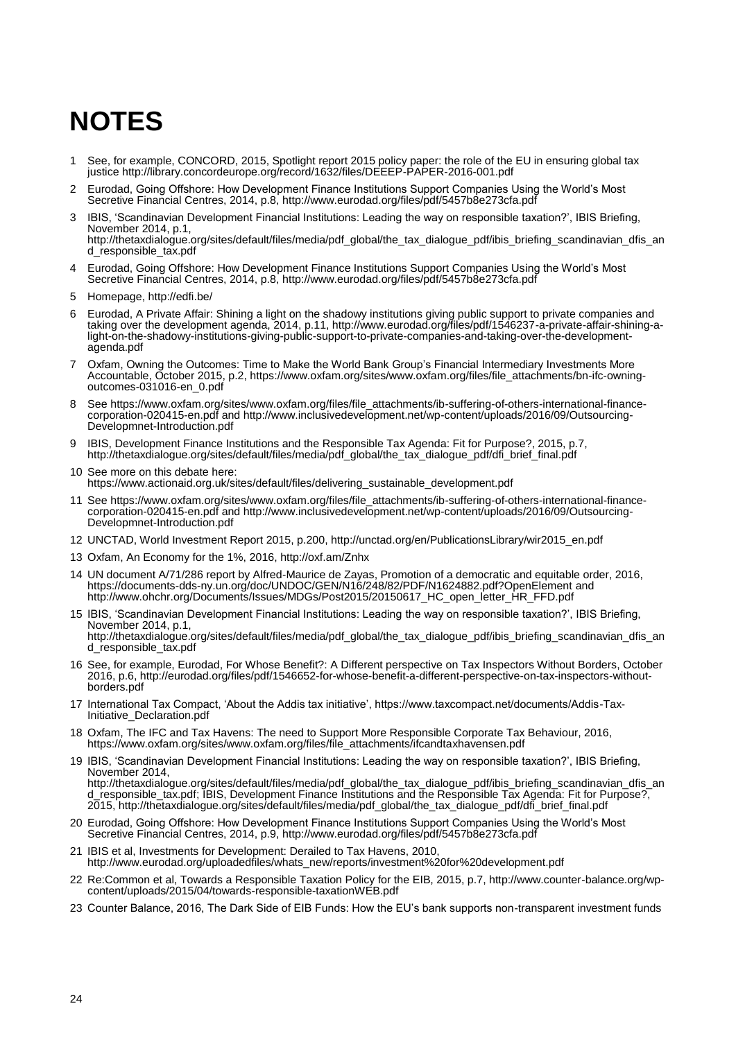# NOTES

1. See, for example, CONCORD, 2015, Spotlight report 2015 policy paper: the role of the EU in ensuring global tax justice http://library.concordeurope.org/record/1632/files/DEEEP-PAPER-2016-001.pdf
2. Eurodad, Going Offshore: How Development Finance Institutions Support Companies Using the World's Most Secretive Financial Centres, 2014, p.8, http://www.eurodad.org/files/pdf/5457b8e273cfa.pdf
3. IBIS, 'Scandinavian Development Financial Institutions: Leading the way on responsible taxation?', IBIS Briefing, November 2014, p.1, http://thetaxdialogue.org/sites/default/files/media/pdf_global/the_tax_dialogue_pdf/ibis_briefing_scandinavian_dfis_and_responsible_tax.pdf
4. Eurodad, Going Offshore: How Development Finance Institutions Support Companies Using the World's Most Secretive Financial Centres, 2014, p.8, http://www.eurodad.org/files/pdf/5457b8e273cfa.pdf
5. Homepage, http://edfi.be/
6. Eurodad, A Private Affair: Shining a light on the shadowy institutions giving public support to private companies and taking over the development agenda, 2014, p.11, http://www.eurodad.org/files/pdf/1546237-a-private-affair-shining-a-light-on-the-shadowy-institutions-giving-public-support-to-private-companies-and-taking-over-the-development-agenda.pdf
7. Oxfam, Owning the Outcomes: Time to Make the World Bank Group's Financial Intermediary Investments More Accountable, October 2015, p.2, https://www.oxfam.org/sites/www.oxfam.org/files/file_attachments/bn-ifc-owning-outcomes-031016-en_0.pdf
8. See https://www.oxfam.org/sites/www.oxfam.org/files/file_attachments/ib-suffering-of-others-international-finance-corporation-020415-en.pdf and http://www.inclusivedevelopment.net/wp-content/uploads/2016/09/Outsourcing-Developmnet-Introduction.pdf
9. IBIS, Development Finance Institutions and the Responsible Tax Agenda: Fit for Purpose?, 2015, p.7, http://thetaxdialogue.org/sites/default/files/media/pdf_global/the_tax_dialogue_pdf/dfi_brief_final.pdf
10. See more on this debate here: https://www.actionaid.org.uk/sites/default/files/delivering_sustainable_development.pdf
11. See https://www.oxfam.org/sites/www.oxfam.org/files/file_attachments/ib-suffering-of-others-international-finance-corporation-020415-en.pdf and http://www.inclusivedevelopment.net/wp-content/uploads/2016/09/Outsourcing-Developmnet-Introduction.pdf
12. UNCTAD, World Investment Report 2015, p.200, http://unctad.org/en/PublicationsLibrary/wir2015_en.pdf
13. Oxfam, An Economy for the 1%, 2016, http://oxf.am/Znhx
14. UN document A/71/286 report by Alfred-Maurice de Zayas, Promotion of a democratic and equitable order, 2016, https://documents-dds-ny.un.org/doc/UNDOC/GEN/N16/248/82/PDF/N1624882.pdf?OpenElement and http://www.ohchr.org/Documents/Issues/MDGs/Post2015/20150617_HC_open_letter_HR_FFD.pdf
15. IBIS, 'Scandinavian Development Financial Institutions: Leading the way on responsible taxation?', IBIS Briefing, November 2014, p.1, http://thetaxdialogue.org/sites/default/files/media/pdf_global/the_tax_dialogue_pdf/ibis_briefing_scandinavian_dfis_and_responsible_tax.pdf
16. See, for example, Eurodad, For Whose Benefit?: A Different perspective on Tax Inspectors Without Borders, October 2016, p.6, http://eurodad.org/files/pdf/1546652-for-whose-benefit-a-different-perspective-on-tax-inspectors-without-borders.pdf
17. International Tax Compact, 'About the Addis tax initiative', https://www.taxcompact.net/documents/Addis-Tax-Initiative_Declaration.pdf
18. Oxfam, The IFC and Tax Havens: The need to Support More Responsible Corporate Tax Behaviour, 2016, https://www.oxfam.org/sites/www.oxfam.org/files/file_attachments/ifcandtaxhavensen.pdf
19. IBIS, 'Scandinavian Development Financial Institutions: Leading the way on responsible taxation?', IBIS Briefing, November 2014, http://thetaxdialogue.org/sites/default/files/media/pdf_global/the_tax_dialogue_pdf/ibis_briefing_scandinavian_dfis_and_responsible_tax.pdf; IBIS, Development Finance Institutions and the Responsible Tax Agenda: Fit for Purpose?, 2015, http://thetaxdialogue.org/sites/default/files/media/pdf_global/the_tax_dialogue_pdf/dfi_brief_final.pdf
20. Eurodad, Going Offshore: How Development Finance Institutions Support Companies Using the World's Most Secretive Financial Centres, 2014, p.9, http://www.eurodad.org/files/pdf/5457b8e273cfa.pdf
21. IBIS et al, Investments for Development: Derailed to Tax Havens, 2010, http://www.eurodad.org/uploadedfiles/whats_new/reports/investment%20for%20development.pdf
22. Re:Common et al, Towards a Responsible Taxation Policy for the EIB, 2015, p.7, http://www.counter-balance.org/wp-content/uploads/2015/04/towards-responsible-taxationWEB.pdf
23. Counter Balance, 2016, The Dark Side of EIB Funds: How the EU's bank supports non-transparent investment funds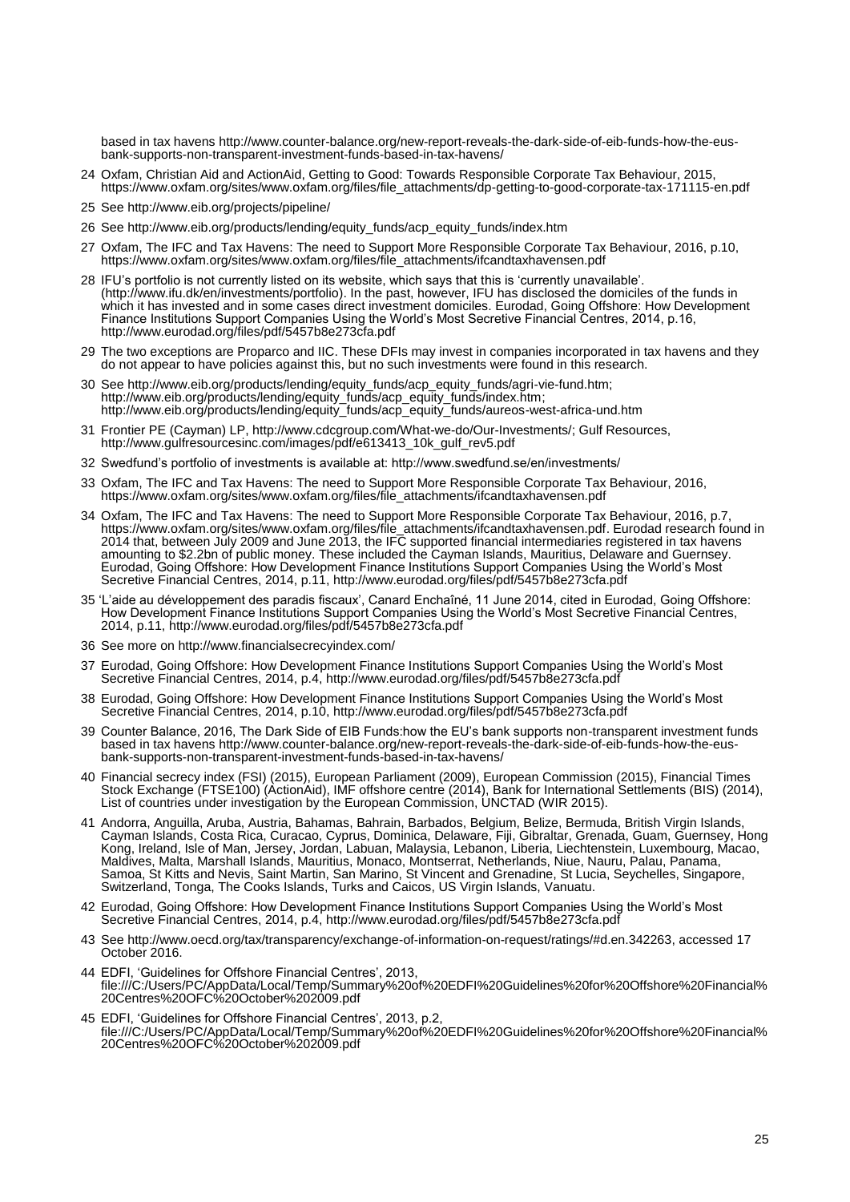based in tax havens http://www.counter-balance.org/new-report-reveals-the-dark-side-of-eib-funds-how-the-eus-bank-supports-non-transparent-investment-funds-based-in-tax-havens/

24 Oxfam, Christian Aid and ActionAid, Getting to Good: Towards Responsible Corporate Tax Behaviour, 2015, https://www.oxfam.org/sites/www.oxfam.org/files/file_attachments/dp-getting-to-good-corporate-tax-171115-en.pdf

25 See http://www.eib.org/projects/pipeline/

26 See http://www.eib.org/products/lending/equity_funds/acp_equity_funds/index.htm

27 Oxfam, The IFC and Tax Havens: The need to Support More Responsible Corporate Tax Behaviour, 2016, p.10, https://www.oxfam.org/sites/www.oxfam.org/files/file_attachments/ifcandtaxhavensen.pdf

28 IFU's portfolio is not currently listed on its website, which says that this is 'currently unavailable'. (http://www.ifu.dk/en/investments/portfolio). In the past, however, IFU has disclosed the domiciles of the funds in which it has invested and in some cases direct investment domiciles. Eurodad, Going Offshore: How Development Finance Institutions Support Companies Using the World's Most Secretive Financial Centres, 2014, p.16, http://www.eurodad.org/files/pdf/5457b8e273cfa.pdf

29 The two exceptions are Proparco and IIC. These DFIs may invest in companies incorporated in tax havens and they do not appear to have policies against this, but no such investments were found in this research.

30 See http://www.eib.org/products/lending/equity_funds/acp_equity_funds/agri-vie-fund.htm; http://www.eib.org/products/lending/equity_funds/acp_equity_funds/index.htm; http://www.eib.org/products/lending/equity_funds/acp_equity_funds/aureos-west-africa-und.htm

31 Frontier PE (Cayman) LP, http://www.cdcgroup.com/What-we-do/Our-Investments/; Gulf Resources, http://www.gulfresourcesinc.com/images/pdf/e613413_10k_gulf_rev5.pdf

32 Swedfund's portfolio of investments is available at: http://www.swedfund.se/en/investments/

33 Oxfam, The IFC and Tax Havens: The need to Support More Responsible Corporate Tax Behaviour, 2016, https://www.oxfam.org/sites/www.oxfam.org/files/file_attachments/ifcandtaxhavensen.pdf

34 Oxfam, The IFC and Tax Havens: The need to Support More Responsible Corporate Tax Behaviour, 2016, p.7, https://www.oxfam.org/sites/www.oxfam.org/files/file_attachments/ifcandtaxhavensen.pdf. Eurodad research found in 2014 that, between July 2009 and June 2013, the IFC supported financial intermediaries registered in tax havens amounting to $2.2bn of public money. These included the Cayman Islands, Mauritius, Delaware and Guernsey. Eurodad, Going Offshore: How Development Finance Institutions Support Companies Using the World's Most Secretive Financial Centres, 2014, p.11, http://www.eurodad.org/files/pdf/5457b8e273cfa.pdf

35 'L'aide au développement des paradis fiscaux', Canard Enchaîné, 11 June 2014, cited in Eurodad, Going Offshore: How Development Finance Institutions Support Companies Using the World's Most Secretive Financial Centres, 2014, p.11, http://www.eurodad.org/files/pdf/5457b8e273cfa.pdf

36 See more on http://www.financialsecrecyindex.com/

37 Eurodad, Going Offshore: How Development Finance Institutions Support Companies Using the World's Most Secretive Financial Centres, 2014, p.4, http://www.eurodad.org/files/pdf/5457b8e273cfa.pdf

38 Eurodad, Going Offshore: How Development Finance Institutions Support Companies Using the World's Most Secretive Financial Centres, 2014, p.10, http://www.eurodad.org/files/pdf/5457b8e273cfa.pdf

39 Counter Balance, 2016, The Dark Side of EIB Funds:how the EU's bank supports non-transparent investment funds based in tax havens http://www.counter-balance.org/new-report-reveals-the-dark-side-of-eib-funds-how-the-eus-bank-supports-non-transparent-investment-funds-based-in-tax-havens/

40 Financial secrecy index (FSI) (2015), European Parliament (2009), European Commission (2015), Financial Times Stock Exchange (FTSE100) (ActionAid), IMF offshore centre (2014), Bank for International Settlements (BIS) (2014), List of countries under investigation by the European Commission, UNCTAD (WIR 2015).

41 Andorra, Anguilla, Aruba, Austria, Bahamas, Bahrain, Barbados, Belgium, Belize, Bermuda, British Virgin Islands, Cayman Islands, Costa Rica, Curacao, Cyprus, Dominica, Delaware, Fiji, Gibraltar, Grenada, Guam, Guernsey, Hong Kong, Ireland, Isle of Man, Jersey, Jordan, Labuan, Malaysia, Lebanon, Liberia, Liechtenstein, Luxembourg, Macao, Maldives, Malta, Marshall Islands, Mauritius, Monaco, Montserrat, Netherlands, Niue, Nauru, Palau, Panama, Samoa, St Kitts and Nevis, Saint Martin, San Marino, St Vincent and Grenadine, St Lucia, Seychelles, Singapore, Switzerland, Tonga, The Cooks Islands, Turks and Caicos, US Virgin Islands, Vanuatu.

42 Eurodad, Going Offshore: How Development Finance Institutions Support Companies Using the World's Most Secretive Financial Centres, 2014, p.4, http://www.eurodad.org/files/pdf/5457b8e273cfa.pdf

43 See http://www.oecd.org/tax/transparency/exchange-of-information-on-request/ratings/#d.en.342263, accessed 17 October 2016.

44 EDFI, 'Guidelines for Offshore Financial Centres', 2013, file:///C:/Users/PC/AppData/Local/Temp/Summary%20of%20EDFI%20Guidelines%20for%20Offshore%20Financial%20Centres%20OFC%20October%202009.pdf

45 EDFI, 'Guidelines for Offshore Financial Centres', 2013, p.2, file:///C:/Users/PC/AppData/Local/Temp/Summary%20of%20EDFI%20Guidelines%20for%20Offshore%20Financial%20Centres%20OFC%20October%202009.pdf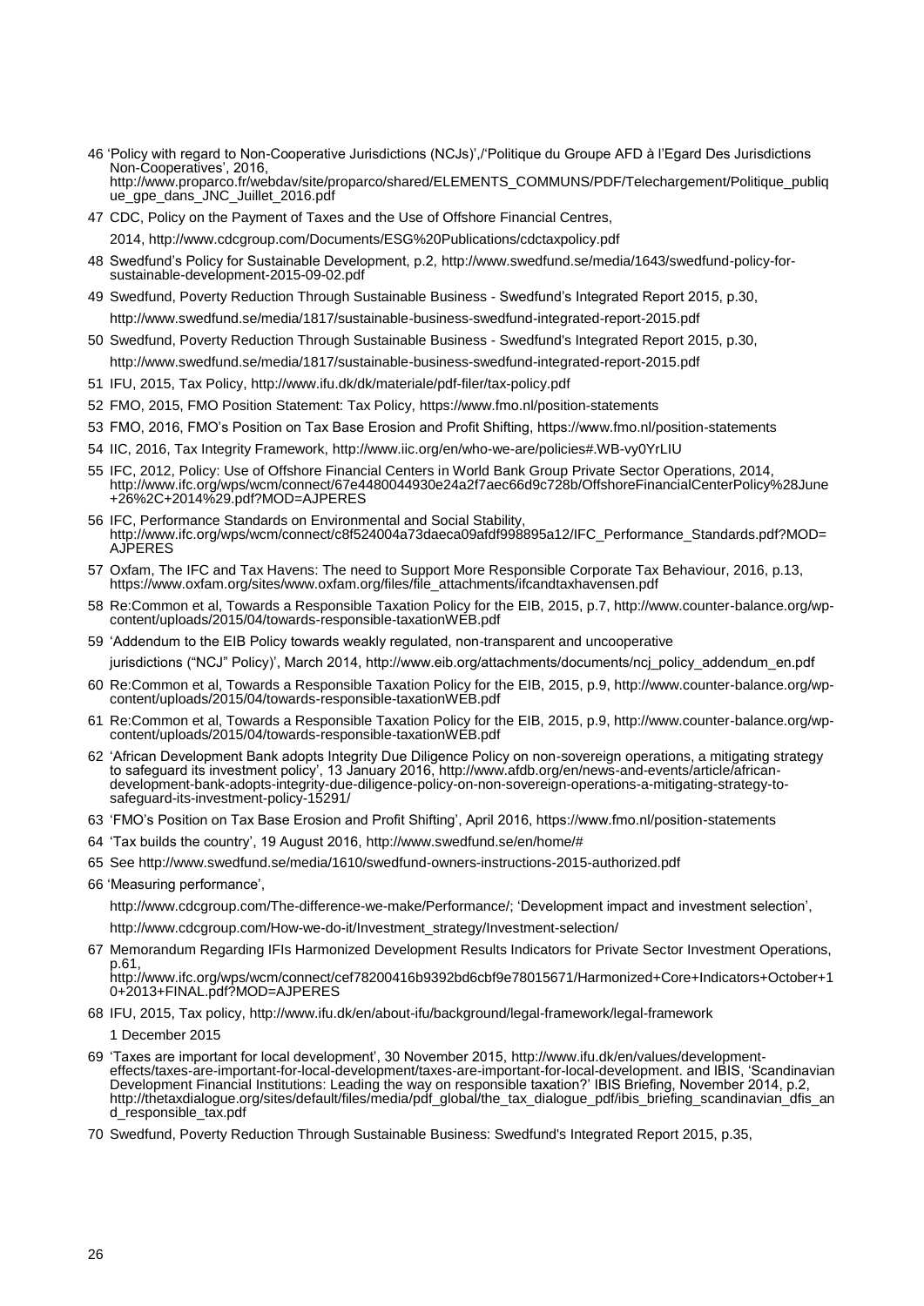46 'Policy with regard to Non-Cooperative Jurisdictions (NCJs)','Politique du Groupe AFD à l'Egard Des Juridictions Non-Cooperatives', 2016, http://www.proparco.fr/webdav/site/proparco/shared/ELEMENTS_COMMUNS/PDF/Telechargement/Politique_publique_gpe_dans_JNC_Juillet_2016.pdf

47 CDC, Policy on the Payment of Taxes and the Use of Offshore Financial Centres, 2014, http://www.cdcgroup.com/Documents/ESG%20Publications/cdctaxpolicy.pdf

48 Swedfund's Policy for Sustainable Development, p.2, http://www.swedfund.se/media/1643/swedfund-policy-for-sustainable-development-2015-09-02.pdf

49 Swedfund, Poverty Reduction Through Sustainable Business - Swedfund's Integrated Report 2015, p.30, http://www.swedfund.se/media/1817/sustainable-business-swedfund-integrated-report-2015.pdf

50 Swedfund, Poverty Reduction Through Sustainable Business - Swedfund's Integrated Report 2015, p.30, http://www.swedfund.se/media/1817/sustainable-business-swedfund-integrated-report-2015.pdf

51 IFU, 2015, Tax Policy, http://www.ifu.dk/dk/materiale/pdf-filer/tax-policy.pdf

52 FMO, 2015, FMO Position Statement: Tax Policy, https://www.fmo.nl/position-statements

53 FMO, 2016, FMO's Position on Tax Base Erosion and Profit Shifting, https://www.fmo.nl/position-statements

54 IIC, 2016, Tax Integrity Framework, http://www.iic.org/en/who-we-are/policies#.WB-vy0YrLIU

55 IFC, 2012, Policy: Use of Offshore Financial Centers in World Bank Group Private Sector Operations, 2014, http://www.ifc.org/wps/wcm/connect/67e4480044930e24a2f7aec66d9c728b/OffshoreFinancialCenterPolicy%28June+26%2C+2014%29.pdf?MOD=AJPERES

56 IFC, Performance Standards on Environmental and Social Stability, http://www.ifc.org/wps/wcm/connect/c8f524004a73daeca09afdf998895a12/IFC_Performance_Standards.pdf?MOD=AJPERES

57 Oxfam, The IFC and Tax Havens: The need to Support More Responsible Corporate Tax Behaviour, 2016, p.13, https://www.oxfam.org/sites/www.oxfam.org/files/file_attachments/ifcandtaxhavensen.pdf

58 Re:Common et al, Towards a Responsible Taxation Policy for the EIB, 2015, p.7, http://www.counter-balance.org/wp-content/uploads/2015/04/towards-responsible-taxationWEB.pdf

59 'Addendum to the EIB Policy towards weakly regulated, non-transparent and uncooperative jurisdictions ("NCJ" Policy)', March 2014, http://www.eib.org/attachments/documents/ncj_policy_addendum_en.pdf

60 Re:Common et al, Towards a Responsible Taxation Policy for the EIB, 2015, p.9, http://www.counter-balance.org/wp-content/uploads/2015/04/towards-responsible-taxationWEB.pdf

61 Re:Common et al, Towards a Responsible Taxation Policy for the EIB, 2015, p.9, http://www.counter-balance.org/wp-content/uploads/2015/04/towards-responsible-taxationWEB.pdf

62 'African Development Bank adopts Integrity Due Diligence Policy on non-sovereign operations, a mitigating strategy to safeguard its investment policy', 13 January 2016, http://www.afdb.org/en/news-and-events/article/african-development-bank-adopts-integrity-due-diligence-policy-on-non-sovereign-operations-a-mitigating-strategy-to-safeguard-its-investment-policy-15291/

63 'FMO's Position on Tax Base Erosion and Profit Shifting', April 2016, https://www.fmo.nl/position-statements

64 'Tax builds the country', 19 August 2016, http://www.swedfund.se/en/home/#

65 See http://www.swedfund.se/media/1610/swedfund-owners-instructions-2015-authorized.pdf

66 'Measuring performance', http://www.cdcgroup.com/The-difference-we-make/Performance/; 'Development impact and investment selection', http://www.cdcgroup.com/How-we-do-it/Investment_strategy/Investment-selection/

67 Memorandum Regarding IFIs Harmonized Development Results Indicators for Private Sector Investment Operations, p.61, http://www.ifc.org/wps/wcm/connect/cef78200416b9392bd6cbf9e78015671/Harmonized+Core+Indicators+October+10+2013+FINAL.pdf?MOD=AJPERES

68 IFU, 2015, Tax policy, http://www.ifu.dk/en/about-ifu/background/legal-framework/legal-framework 1 December 2015

69 'Taxes are important for local development', 30 November 2015, http://www.ifu.dk/en/values/development-effects/taxes-are-important-for-local-development/taxes-are-important-for-local-development. and IBIS, 'Scandinavian Development Financial Institutions: Leading the way on responsible taxation?' IBIS Briefing, November 2014, p.2, http://thetaxdialogue.org/sites/default/files/media/pdf_global/the_tax_dialogue_pdf/ibis_briefing_scandinavian_dfis_and_responsible_tax.pdf

70 Swedfund, Poverty Reduction Through Sustainable Business: Swedfund's Integrated Report 2015, p.35,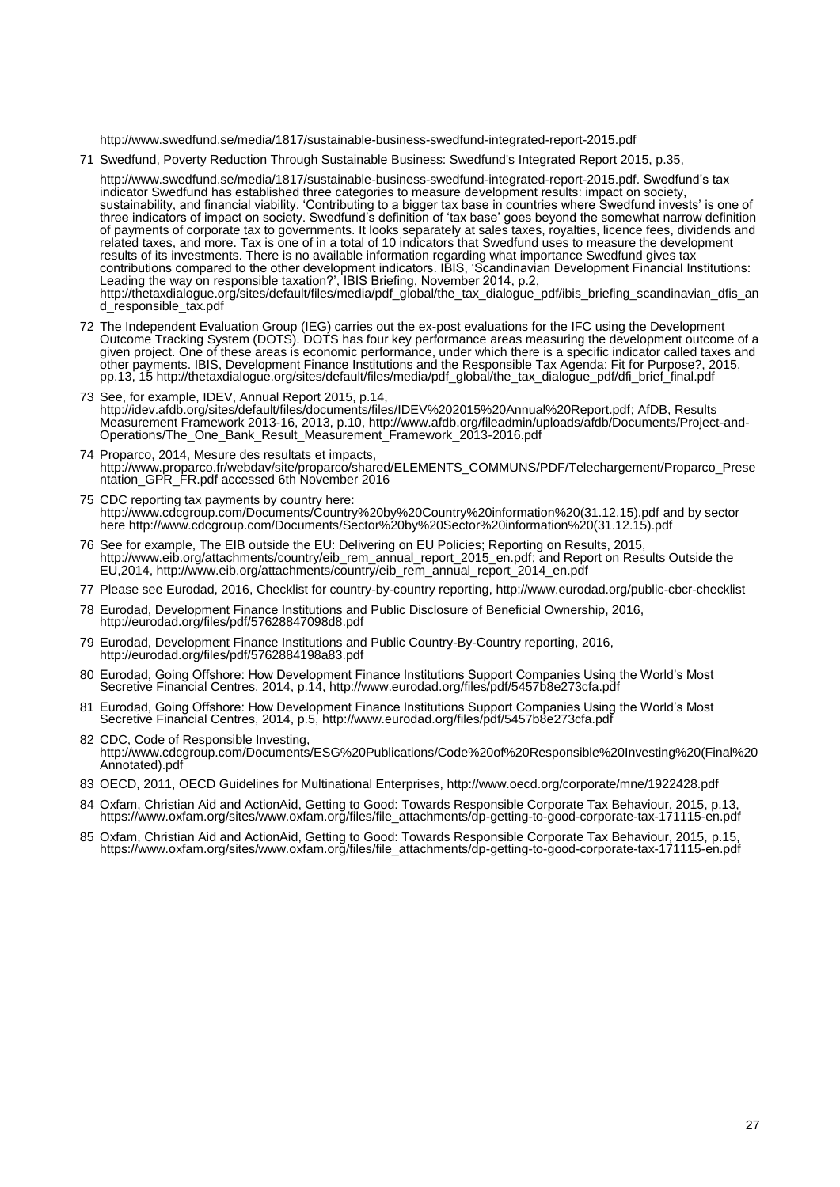http://www.swedfund.se/media/1817/sustainable-business-swedfund-integrated-report-2015.pdf

71 Swedfund, Poverty Reduction Through Sustainable Business: Swedfund's Integrated Report 2015, p.35,

http://www.swedfund.se/media/1817/sustainable-business-swedfund-integrated-report-2015.pdf. Swedfund's tax indicator Swedfund has established three categories to measure development results: impact on society, sustainability, and financial viability. 'Contributing to a bigger tax base in countries where Swedfund invests' is one of three indicators of impact on society. Swedfund's definition of 'tax base' goes beyond the somewhat narrow definition of payments of corporate tax to governments. It looks separately at sales taxes, royalties, licence fees, dividends and related taxes, and more. Tax is one of in a total of 10 indicators that Swedfund uses to measure the development results of its investments. There is no available information regarding what importance Swedfund gives tax contributions compared to the other development indicators. IBIS, 'Scandinavian Development Financial Institutions: Leading the way on responsible taxation?', IBIS Briefing, November 2014, p.2, http://thetaxdialogue.org/sites/default/files/media/pdf_global/the_tax_dialogue_pdf/ibis_briefing_scandinavian_dfis_and_responsible_tax.pdf

72 The Independent Evaluation Group (IEG) carries out the ex-post evaluations for the IFC using the Development Outcome Tracking System (DOTS). DOTS has four key performance areas measuring the development outcome of a given project. One of these areas is economic performance, under which there is a specific indicator called taxes and other payments. IBIS, Development Finance Institutions and the Responsible Tax Agenda: Fit for Purpose?, 2015, pp.13, 15 http://thetaxdialogue.org/sites/default/files/media/pdf_global/the_tax_dialogue_pdf/dfi_brief_final.pdf

73 See, for example, IDEV, Annual Report 2015, p.14, http://idev.afdb.org/sites/default/files/documents/files/IDEV%202015%20Annual%20Report.pdf; AfDB, Results Measurement Framework 2013-16, 2013, p.10, http://www.afdb.org/fileadmin/uploads/afdb/Documents/Project-and-Operations/The_One_Bank_Result_Measurement_Framework_2013-2016.pdf

74 Proparco, 2014, Mesure des resultats et impacts, http://www.proparco.fr/webdav/site/proparco/shared/ELEMENTS_COMMUNS/PDF/Telechargement/Proparco_Presentation_GPR_FR.pdf accessed 6th November 2016

75 CDC reporting tax payments by country here: http://www.cdcgroup.com/Documents/Country%20by%20Country%20information%20(31.12.15).pdf and by sector here http://www.cdcgroup.com/Documents/Sector%20by%20Sector%20information%20(31.12.15).pdf

76 See for example, The EIB outside the EU: Delivering on EU Policies; Reporting on Results, 2015, http://www.eib.org/attachments/country/eib_rem_annual_report_2015_en.pdf; and Report on Results Outside the EU,2014, http://www.eib.org/attachments/country/eib_rem_annual_report_2014_en.pdf

77 Please see Eurodad, 2016, Checklist for country-by-country reporting, http://www.eurodad.org/public-cbcr-checklist

78 Eurodad, Development Finance Institutions and Public Disclosure of Beneficial Ownership, 2016, http://eurodad.org/files/pdf/57628847098d8.pdf

79 Eurodad, Development Finance Institutions and Public Country-By-Country reporting, 2016, http://eurodad.org/files/pdf/5762884198a83.pdf

80 Eurodad, Going Offshore: How Development Finance Institutions Support Companies Using the World's Most Secretive Financial Centres, 2014, p.14, http://www.eurodad.org/files/pdf/5457b8e273cfa.pdf

81 Eurodad, Going Offshore: How Development Finance Institutions Support Companies Using the World's Most Secretive Financial Centres, 2014, p.5, http://www.eurodad.org/files/pdf/5457b8e273cfa.pdf

82 CDC, Code of Responsible Investing, http://www.cdcgroup.com/Documents/ESG%20Publications/Code%20of%20Responsible%20Investing%20(Final%20Annotated).pdf

83 OECD, 2011, OECD Guidelines for Multinational Enterprises, http://www.oecd.org/corporate/mne/1922428.pdf

84 Oxfam, Christian Aid and ActionAid, Getting to Good: Towards Responsible Corporate Tax Behaviour, 2015, p.13, https://www.oxfam.org/sites/www.oxfam.org/files/file_attachments/dp-getting-to-good-corporate-tax-171115-en.pdf

85 Oxfam, Christian Aid and ActionAid, Getting to Good: Towards Responsible Corporate Tax Behaviour, 2015, p.15, https://www.oxfam.org/sites/www.oxfam.org/files/file_attachments/dp-getting-to-good-corporate-tax-171115-en.pdf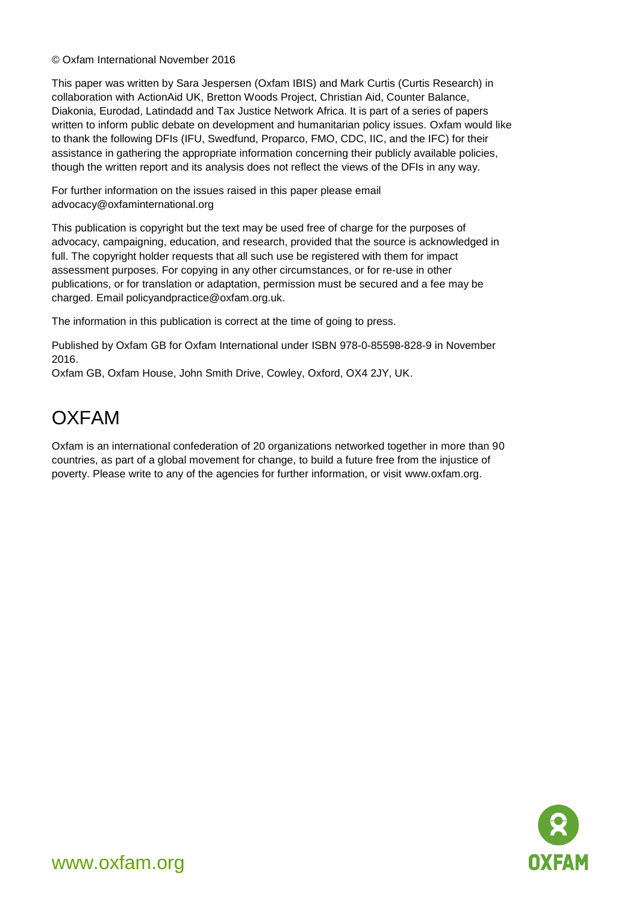© Oxfam International November 2016

This paper was written by Sara Jespersen (Oxfam IBIS) and Mark Curtis (Curtis Research) in collaboration with ActionAid UK, Bretton Woods Project, Christian Aid, Counter Balance, Diakonia, Eurodad, Latindadd and Tax Justice Network Africa. It is part of a series of papers written to inform public debate on development and humanitarian policy issues. Oxfam would like to thank the following DFIs (IFU, Swedfund, Proparco, FMO, CDC, IIC, and the IFC) for their assistance in gathering the appropriate information concerning their publicly available policies, though the written report and its analysis does not reflect the views of the DFIs in any way.

For further information on the issues raised in this paper please email advocacy@oxfaminternational.org

This publication is copyright but the text may be used free of charge for the purposes of advocacy, campaigning, education, and research, provided that the source is acknowledged in full. The copyright holder requests that all such use be registered with them for impact assessment purposes. For copying in any other circumstances, or for re-use in other publications, or for translation or adaptation, permission must be secured and a fee may be charged. Email policyandpractice@oxfam.org.uk.

The information in this publication is correct at the time of going to press.

Published by Oxfam GB for Oxfam International under ISBN 978-0-85598-828-9 in November 2016.
Oxfam GB, Oxfam House, John Smith Drive, Cowley, Oxford, OX4 2JY, UK.

# OXFAM

Oxfam is an international confederation of 20 organizations networked together in more than 90 countries, as part of a global movement for change, to build a future free from the injustice of poverty. Please write to any of the agencies for further information, or visit www.oxfam.org.

www.oxfam.org

OXFAM